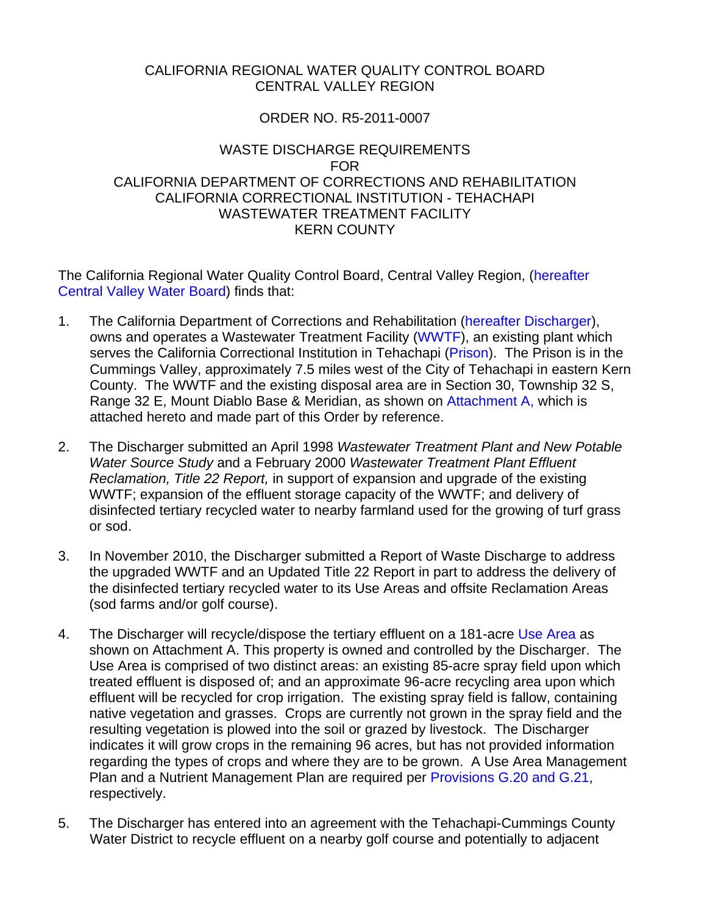CALIFORNIA REGIONAL WATER QUALITY CONTROL BOARD
CENTRAL VALLEY REGION

ORDER NO. R5-2011-0007

WASTE DISCHARGE REQUIREMENTS
FOR
CALIFORNIA DEPARTMENT OF CORRECTIONS AND REHABILITATION
CALIFORNIA CORRECTIONAL INSTITUTION - TEHACHAPI
WASTEWATER TREATMENT FACILITY
KERN COUNTY

The California Regional Water Quality Control Board, Central Valley Region, (hereafter Central Valley Water Board) finds that:

1. The California Department of Corrections and Rehabilitation (hereafter Discharger), owns and operates a Wastewater Treatment Facility (WWTF), an existing plant which serves the California Correctional Institution in Tehachapi (Prison). The Prison is in the Cummings Valley, approximately 7.5 miles west of the City of Tehachapi in eastern Kern County. The WWTF and the existing disposal area are in Section 30, Township 32 S, Range 32 E, Mount Diablo Base & Meridian, as shown on Attachment A, which is attached hereto and made part of this Order by reference.

2. The Discharger submitted an April 1998 *Wastewater Treatment Plant and New Potable Water Source Study* and a February 2000 *Wastewater Treatment Plant Effluent Reclamation, Title 22 Report,* in support of expansion and upgrade of the existing WWTF; expansion of the effluent storage capacity of the WWTF; and delivery of disinfected tertiary recycled water to nearby farmland used for the growing of turf grass or sod.

3. In November 2010, the Discharger submitted a Report of Waste Discharge to address the upgraded WWTF and an Updated Title 22 Report in part to address the delivery of the disinfected tertiary recycled water to its Use Areas and offsite Reclamation Areas (sod farms and/or golf course).

4. The Discharger will recycle/dispose the tertiary effluent on a 181-acre Use Area as shown on Attachment A. This property is owned and controlled by the Discharger. The Use Area is comprised of two distinct areas: an existing 85-acre spray field upon which treated effluent is disposed of; and an approximate 96-acre recycling area upon which effluent will be recycled for crop irrigation. The existing spray field is fallow, containing native vegetation and grasses. Crops are currently not grown in the spray field and the resulting vegetation is plowed into the soil or grazed by livestock. The Discharger indicates it will grow crops in the remaining 96 acres, but has not provided information regarding the types of crops and where they are to be grown. A Use Area Management Plan and a Nutrient Management Plan are required per Provisions G.20 and G.21, respectively.

5. The Discharger has entered into an agreement with the Tehachapi-Cummings County Water District to recycle effluent on a nearby golf course and potentially to adjacent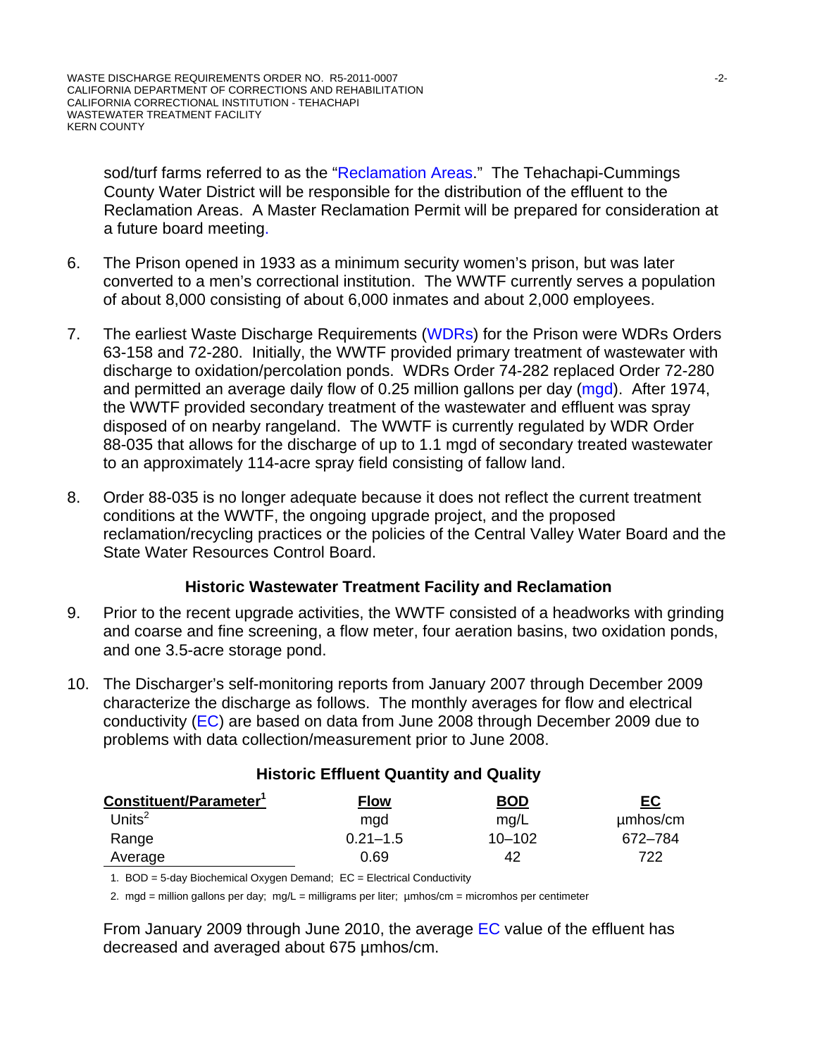sod/turf farms referred to as the "Reclamation Areas." The Tehachapi-Cummings County Water District will be responsible for the distribution of the effluent to the Reclamation Areas. A Master Reclamation Permit will be prepared for consideration at a future board meeting.

6. The Prison opened in 1933 as a minimum security women's prison, but was later converted to a men's correctional institution. The WWTF currently serves a population of about 8,000 consisting of about 6,000 inmates and about 2,000 employees.

7. The earliest Waste Discharge Requirements (WDRs) for the Prison were WDRs Orders 63-158 and 72-280. Initially, the WWTF provided primary treatment of wastewater with discharge to oxidation/percolation ponds. WDRs Order 74-282 replaced Order 72-280 and permitted an average daily flow of 0.25 million gallons per day (mgd). After 1974, the WWTF provided secondary treatment of the wastewater and effluent was spray disposed of on nearby rangeland. The WWTF is currently regulated by WDR Order 88-035 that allows for the discharge of up to 1.1 mgd of secondary treated wastewater to an approximately 114-acre spray field consisting of fallow land.

8. Order 88-035 is no longer adequate because it does not reflect the current treatment conditions at the WWTF, the ongoing upgrade project, and the proposed reclamation/recycling practices or the policies of the Central Valley Water Board and the State Water Resources Control Board.

## Historic Wastewater Treatment Facility and Reclamation

9. Prior to the recent upgrade activities, the WWTF consisted of a headworks with grinding and coarse and fine screening, a flow meter, four aeration basins, two oxidation ponds, and one 3.5-acre storage pond.

10. The Discharger's self-monitoring reports from January 2007 through December 2009 characterize the discharge as follows. The monthly averages for flow and electrical conductivity (EC) are based on data from June 2008 through December 2009 due to problems with data collection/measurement prior to June 2008.

**Historic Effluent Quantity and Quality**

| Constituent/Parameter[1] | Flow | BOD | EC |
|---|---|---|---|
| Units[2] | mgd | mg/L | µmhos/cm |
| Range | 0.21–1.5 | 10–102 | 672–784 |
| Average | 0.69 | 42 | 722 |

1. BOD = 5-day Biochemical Oxygen Demand; EC = Electrical Conductivity

2. mgd = million gallons per day; mg/L = milligrams per liter; µmhos/cm = micromhos per centimeter

From January 2009 through June 2010, the average EC value of the effluent has decreased and averaged about 675 µmhos/cm.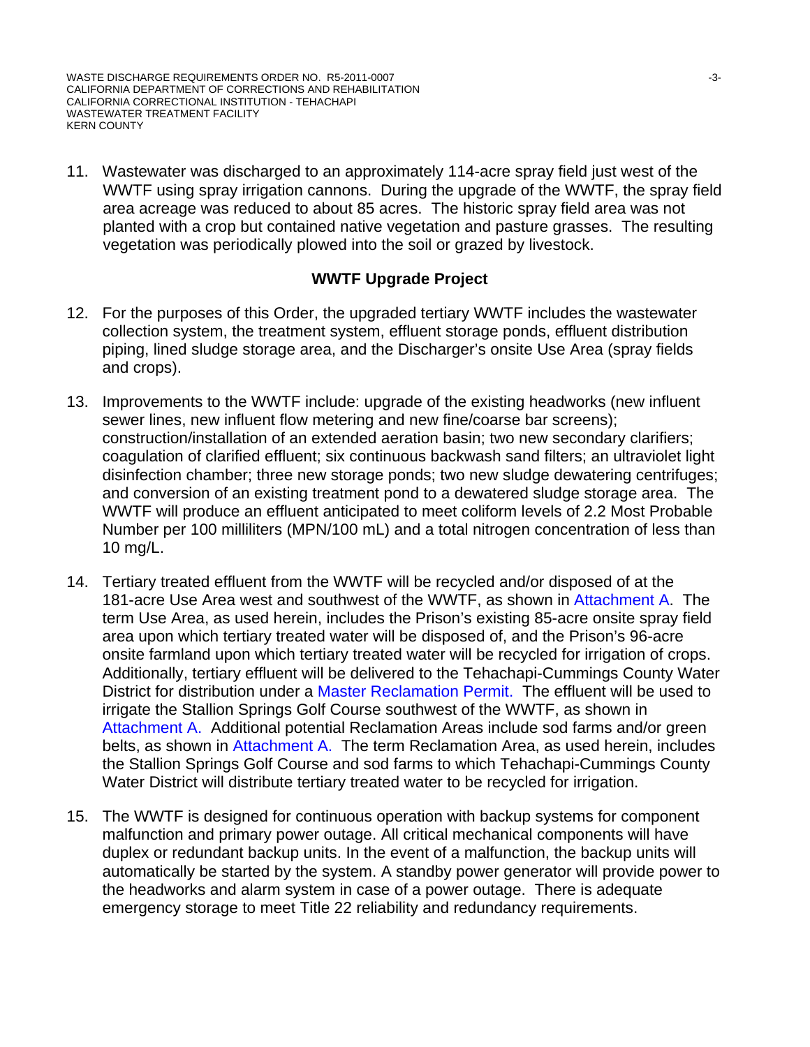11. Wastewater was discharged to an approximately 114-acre spray field just west of the WWTF using spray irrigation cannons. During the upgrade of the WWTF, the spray field area acreage was reduced to about 85 acres. The historic spray field area was not planted with a crop but contained native vegetation and pasture grasses. The resulting vegetation was periodically plowed into the soil or grazed by livestock.

**WWTF Upgrade Project**

12. For the purposes of this Order, the upgraded tertiary WWTF includes the wastewater collection system, the treatment system, effluent storage ponds, effluent distribution piping, lined sludge storage area, and the Discharger's onsite Use Area (spray fields and crops).

13. Improvements to the WWTF include: upgrade of the existing headworks (new influent sewer lines, new influent flow metering and new fine/coarse bar screens); construction/installation of an extended aeration basin; two new secondary clarifiers; coagulation of clarified effluent; six continuous backwash sand filters; an ultraviolet light disinfection chamber; three new storage ponds; two new sludge dewatering centrifuges; and conversion of an existing treatment pond to a dewatered sludge storage area. The WWTF will produce an effluent anticipated to meet coliform levels of 2.2 Most Probable Number per 100 milliliters (MPN/100 mL) and a total nitrogen concentration of less than 10 mg/L.

14. Tertiary treated effluent from the WWTF will be recycled and/or disposed of at the 181-acre Use Area west and southwest of the WWTF, as shown in Attachment A. The term Use Area, as used herein, includes the Prison's existing 85-acre onsite spray field area upon which tertiary treated water will be disposed of, and the Prison's 96-acre onsite farmland upon which tertiary treated water will be recycled for irrigation of crops. Additionally, tertiary effluent will be delivered to the Tehachapi-Cummings County Water District for distribution under a Master Reclamation Permit. The effluent will be used to irrigate the Stallion Springs Golf Course southwest of the WWTF, as shown in Attachment A. Additional potential Reclamation Areas include sod farms and/or green belts, as shown in Attachment A. The term Reclamation Area, as used herein, includes the Stallion Springs Golf Course and sod farms to which Tehachapi-Cummings County Water District will distribute tertiary treated water to be recycled for irrigation.

15. The WWTF is designed for continuous operation with backup systems for component malfunction and primary power outage. All critical mechanical components will have duplex or redundant backup units. In the event of a malfunction, the backup units will automatically be started by the system. A standby power generator will provide power to the headworks and alarm system in case of a power outage. There is adequate emergency storage to meet Title 22 reliability and redundancy requirements.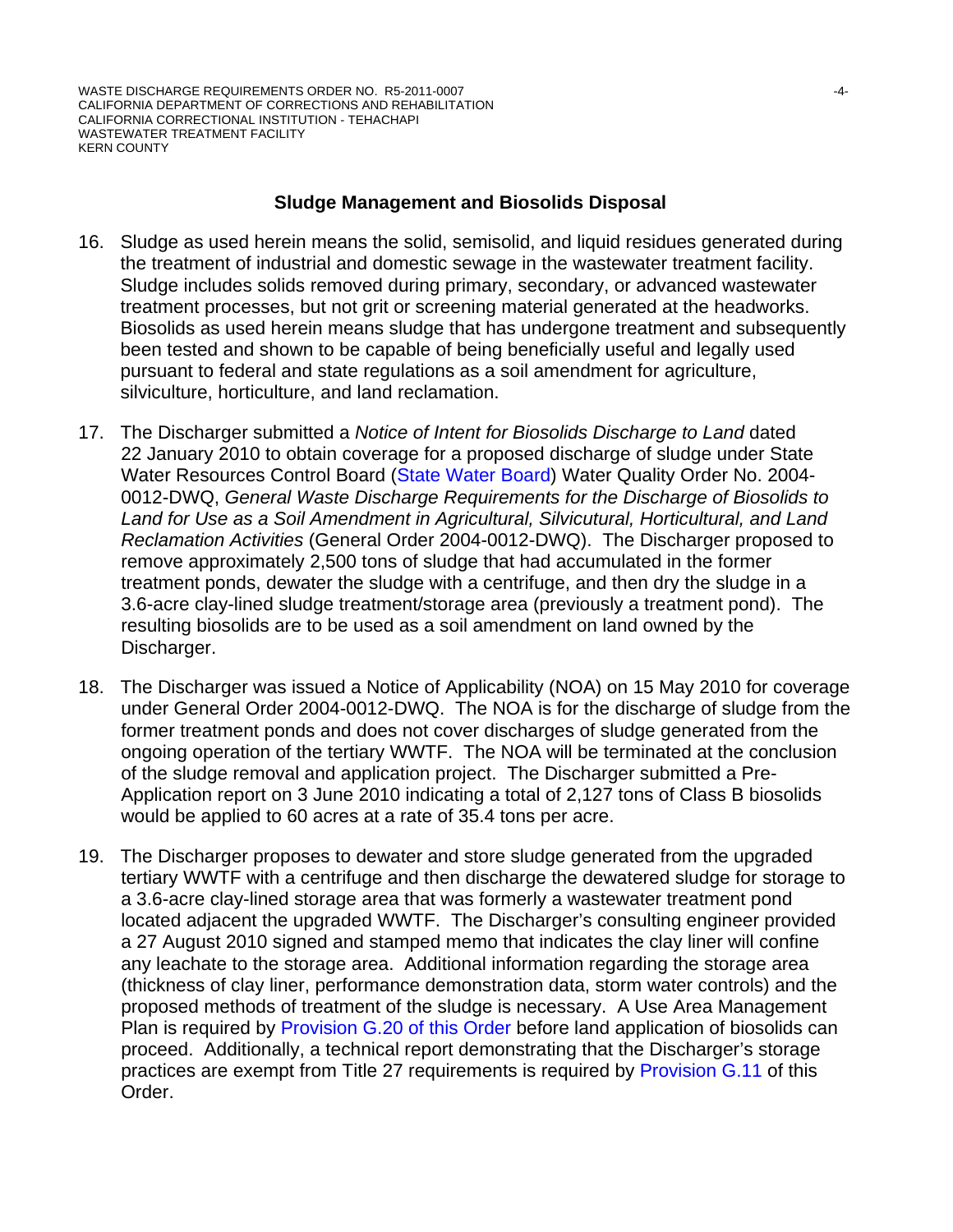## Sludge Management and Biosolids Disposal

16. Sludge as used herein means the solid, semisolid, and liquid residues generated during the treatment of industrial and domestic sewage in the wastewater treatment facility. Sludge includes solids removed during primary, secondary, or advanced wastewater treatment processes, but not grit or screening material generated at the headworks. Biosolids as used herein means sludge that has undergone treatment and subsequently been tested and shown to be capable of being beneficially useful and legally used pursuant to federal and state regulations as a soil amendment for agriculture, silviculture, horticulture, and land reclamation.

17. The Discharger submitted a *Notice of Intent for Biosolids Discharge to Land* dated 22 January 2010 to obtain coverage for a proposed discharge of sludge under State Water Resources Control Board (State Water Board) Water Quality Order No. 2004-0012-DWQ, *General Waste Discharge Requirements for the Discharge of Biosolids to Land for Use as a Soil Amendment in Agricultural, Silvicutural, Horticultural, and Land Reclamation Activities* (General Order 2004-0012-DWQ). The Discharger proposed to remove approximately 2,500 tons of sludge that had accumulated in the former treatment ponds, dewater the sludge with a centrifuge, and then dry the sludge in a 3.6-acre clay-lined sludge treatment/storage area (previously a treatment pond). The resulting biosolids are to be used as a soil amendment on land owned by the Discharger.

18. The Discharger was issued a Notice of Applicability (NOA) on 15 May 2010 for coverage under General Order 2004-0012-DWQ. The NOA is for the discharge of sludge from the former treatment ponds and does not cover discharges of sludge generated from the ongoing operation of the tertiary WWTF. The NOA will be terminated at the conclusion of the sludge removal and application project. The Discharger submitted a Pre-Application report on 3 June 2010 indicating a total of 2,127 tons of Class B biosolids would be applied to 60 acres at a rate of 35.4 tons per acre.

19. The Discharger proposes to dewater and store sludge generated from the upgraded tertiary WWTF with a centrifuge and then discharge the dewatered sludge for storage to a 3.6-acre clay-lined storage area that was formerly a wastewater treatment pond located adjacent the upgraded WWTF. The Discharger's consulting engineer provided a 27 August 2010 signed and stamped memo that indicates the clay liner will confine any leachate to the storage area. Additional information regarding the storage area (thickness of clay liner, performance demonstration data, storm water controls) and the proposed methods of treatment of the sludge is necessary. A Use Area Management Plan is required by Provision G.20 of this Order before land application of biosolids can proceed. Additionally, a technical report demonstrating that the Discharger's storage practices are exempt from Title 27 requirements is required by Provision G.11 of this Order.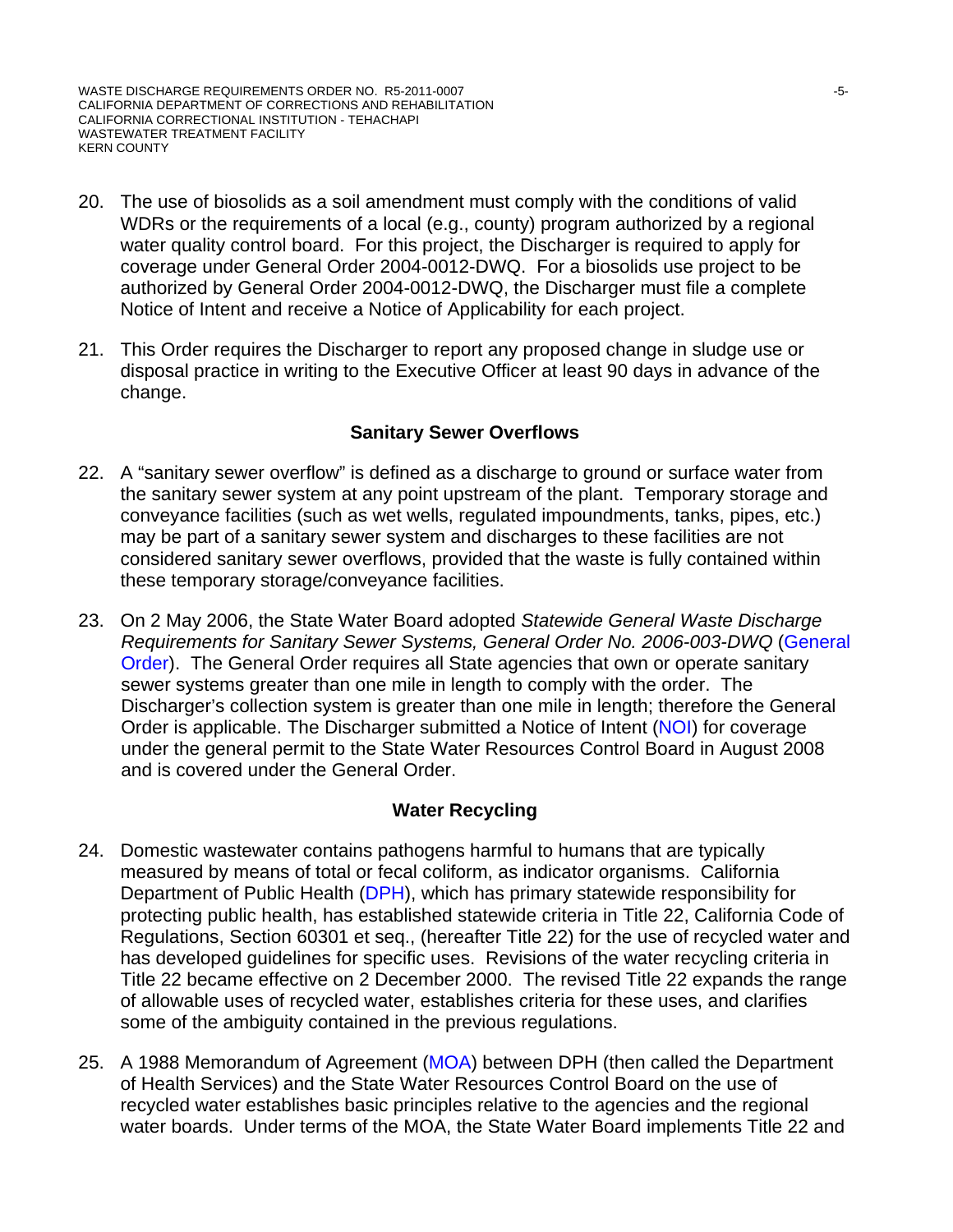20. The use of biosolids as a soil amendment must comply with the conditions of valid WDRs or the requirements of a local (e.g., county) program authorized by a regional water quality control board. For this project, the Discharger is required to apply for coverage under General Order 2004-0012-DWQ. For a biosolids use project to be authorized by General Order 2004-0012-DWQ, the Discharger must file a complete Notice of Intent and receive a Notice of Applicability for each project.

21. This Order requires the Discharger to report any proposed change in sludge use or disposal practice in writing to the Executive Officer at least 90 days in advance of the change.

### Sanitary Sewer Overflows

22. A "sanitary sewer overflow" is defined as a discharge to ground or surface water from the sanitary sewer system at any point upstream of the plant. Temporary storage and conveyance facilities (such as wet wells, regulated impoundments, tanks, pipes, etc.) may be part of a sanitary sewer system and discharges to these facilities are not considered sanitary sewer overflows, provided that the waste is fully contained within these temporary storage/conveyance facilities.

23. On 2 May 2006, the State Water Board adopted *Statewide General Waste Discharge Requirements for Sanitary Sewer Systems, General Order No. 2006-003-DWQ* (General Order). The General Order requires all State agencies that own or operate sanitary sewer systems greater than one mile in length to comply with the order. The Discharger's collection system is greater than one mile in length; therefore the General Order is applicable. The Discharger submitted a Notice of Intent (NOI) for coverage under the general permit to the State Water Resources Control Board in August 2008 and is covered under the General Order.

### Water Recycling

24. Domestic wastewater contains pathogens harmful to humans that are typically measured by means of total or fecal coliform, as indicator organisms. California Department of Public Health (DPH), which has primary statewide responsibility for protecting public health, has established statewide criteria in Title 22, California Code of Regulations, Section 60301 et seq., (hereafter Title 22) for the use of recycled water and has developed guidelines for specific uses. Revisions of the water recycling criteria in Title 22 became effective on 2 December 2000. The revised Title 22 expands the range of allowable uses of recycled water, establishes criteria for these uses, and clarifies some of the ambiguity contained in the previous regulations.

25. A 1988 Memorandum of Agreement (MOA) between DPH (then called the Department of Health Services) and the State Water Resources Control Board on the use of recycled water establishes basic principles relative to the agencies and the regional water boards. Under terms of the MOA, the State Water Board implements Title 22 and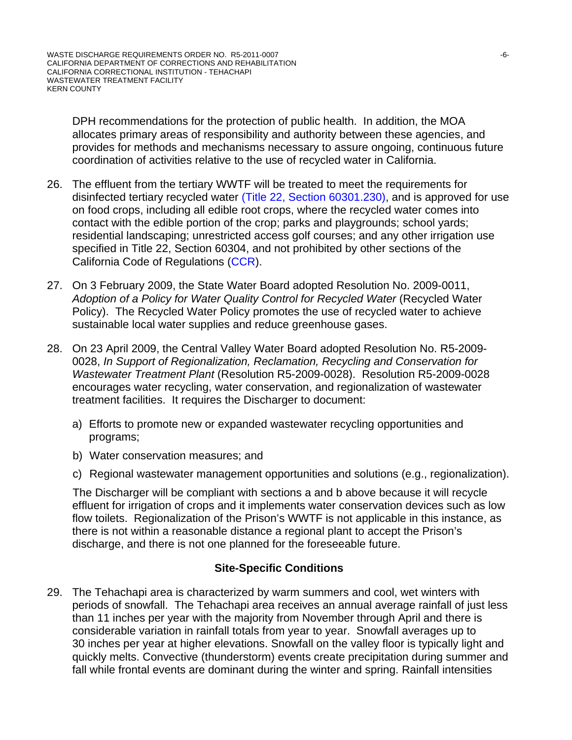DPH recommendations for the protection of public health. In addition, the MOA allocates primary areas of responsibility and authority between these agencies, and provides for methods and mechanisms necessary to assure ongoing, continuous future coordination of activities relative to the use of recycled water in California.

26. The effluent from the tertiary WWTF will be treated to meet the requirements for disinfected tertiary recycled water (Title 22, Section 60301.230), and is approved for use on food crops, including all edible root crops, where the recycled water comes into contact with the edible portion of the crop; parks and playgrounds; school yards; residential landscaping; unrestricted access golf courses; and any other irrigation use specified in Title 22, Section 60304, and not prohibited by other sections of the California Code of Regulations (CCR).

27. On 3 February 2009, the State Water Board adopted Resolution No. 2009-0011, *Adoption of a Policy for Water Quality Control for Recycled Water* (Recycled Water Policy). The Recycled Water Policy promotes the use of recycled water to achieve sustainable local water supplies and reduce greenhouse gases.

28. On 23 April 2009, the Central Valley Water Board adopted Resolution No. R5-2009-0028, *In Support of Regionalization, Reclamation, Recycling and Conservation for Wastewater Treatment Plant* (Resolution R5-2009-0028). Resolution R5-2009-0028 encourages water recycling, water conservation, and regionalization of wastewater treatment facilities. It requires the Discharger to document:

    a) Efforts to promote new or expanded wastewater recycling opportunities and programs;

    b) Water conservation measures; and

    c) Regional wastewater management opportunities and solutions (e.g., regionalization).

    The Discharger will be compliant with sections a and b above because it will recycle effluent for irrigation of crops and it implements water conservation devices such as low flow toilets. Regionalization of the Prison's WWTF is not applicable in this instance, as there is not within a reasonable distance a regional plant to accept the Prison's discharge, and there is not one planned for the foreseeable future.

## Site-Specific Conditions

29. The Tehachapi area is characterized by warm summers and cool, wet winters with periods of snowfall. The Tehachapi area receives an annual average rainfall of just less than 11 inches per year with the majority from November through April and there is considerable variation in rainfall totals from year to year. Snowfall averages up to 30 inches per year at higher elevations. Snowfall on the valley floor is typically light and quickly melts. Convective (thunderstorm) events create precipitation during summer and fall while frontal events are dominant during the winter and spring. Rainfall intensities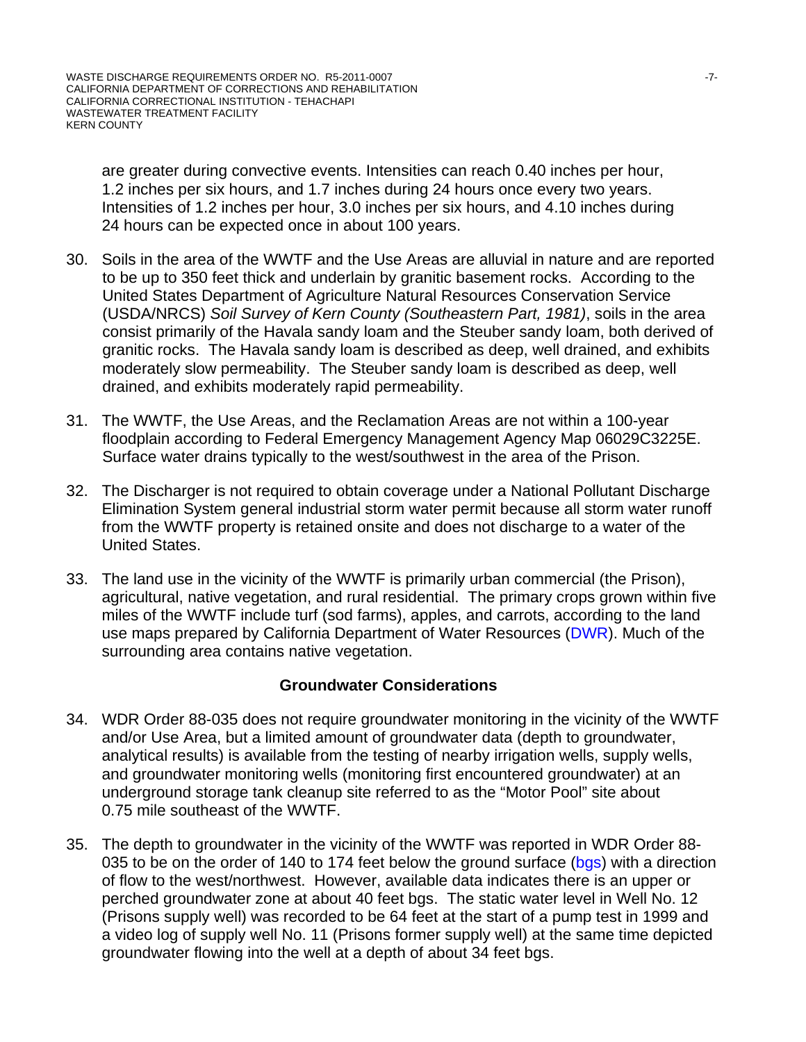are greater during convective events. Intensities can reach 0.40 inches per hour, 1.2 inches per six hours, and 1.7 inches during 24 hours once every two years. Intensities of 1.2 inches per hour, 3.0 inches per six hours, and 4.10 inches during 24 hours can be expected once in about 100 years.

30. Soils in the area of the WWTF and the Use Areas are alluvial in nature and are reported to be up to 350 feet thick and underlain by granitic basement rocks. According to the United States Department of Agriculture Natural Resources Conservation Service (USDA/NRCS) *Soil Survey of Kern County (Southeastern Part, 1981)*, soils in the area consist primarily of the Havala sandy loam and the Steuber sandy loam, both derived of granitic rocks. The Havala sandy loam is described as deep, well drained, and exhibits moderately slow permeability. The Steuber sandy loam is described as deep, well drained, and exhibits moderately rapid permeability.

31. The WWTF, the Use Areas, and the Reclamation Areas are not within a 100-year floodplain according to Federal Emergency Management Agency Map 06029C3225E. Surface water drains typically to the west/southwest in the area of the Prison.

32. The Discharger is not required to obtain coverage under a National Pollutant Discharge Elimination System general industrial storm water permit because all storm water runoff from the WWTF property is retained onsite and does not discharge to a water of the United States.

33. The land use in the vicinity of the WWTF is primarily urban commercial (the Prison), agricultural, native vegetation, and rural residential. The primary crops grown within five miles of the WWTF include turf (sod farms), apples, and carrots, according to the land use maps prepared by California Department of Water Resources (DWR). Much of the surrounding area contains native vegetation.

## Groundwater Considerations

34. WDR Order 88-035 does not require groundwater monitoring in the vicinity of the WWTF and/or Use Area, but a limited amount of groundwater data (depth to groundwater, analytical results) is available from the testing of nearby irrigation wells, supply wells, and groundwater monitoring wells (monitoring first encountered groundwater) at an underground storage tank cleanup site referred to as the "Motor Pool" site about 0.75 mile southeast of the WWTF.

35. The depth to groundwater in the vicinity of the WWTF was reported in WDR Order 88-035 to be on the order of 140 to 174 feet below the ground surface (bgs) with a direction of flow to the west/northwest. However, available data indicates there is an upper or perched groundwater zone at about 40 feet bgs. The static water level in Well No. 12 (Prisons supply well) was recorded to be 64 feet at the start of a pump test in 1999 and a video log of supply well No. 11 (Prisons former supply well) at the same time depicted groundwater flowing into the well at a depth of about 34 feet bgs.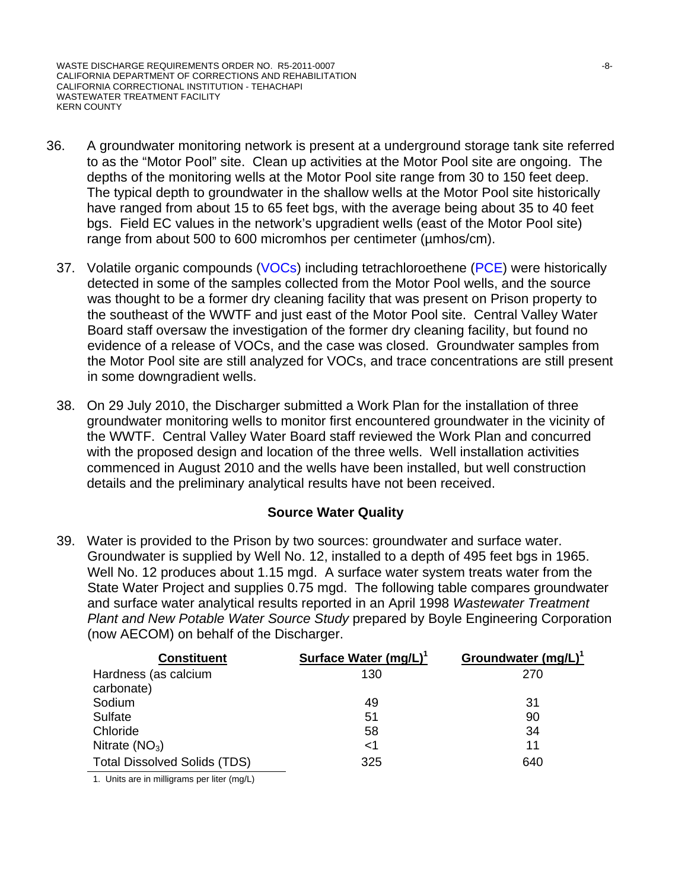36. A groundwater monitoring network is present at a underground storage tank site referred to as the "Motor Pool" site. Clean up activities at the Motor Pool site are ongoing. The depths of the monitoring wells at the Motor Pool site range from 30 to 150 feet deep. The typical depth to groundwater in the shallow wells at the Motor Pool site historically have ranged from about 15 to 65 feet bgs, with the average being about 35 to 40 feet bgs. Field EC values in the network's upgradient wells (east of the Motor Pool site) range from about 500 to 600 micromhos per centimeter (µmhos/cm).

37. Volatile organic compounds (VOCs) including tetrachloroethene (PCE) were historically detected in some of the samples collected from the Motor Pool wells, and the source was thought to be a former dry cleaning facility that was present on Prison property to the southeast of the WWTF and just east of the Motor Pool site. Central Valley Water Board staff oversaw the investigation of the former dry cleaning facility, but found no evidence of a release of VOCs, and the case was closed. Groundwater samples from the Motor Pool site are still analyzed for VOCs, and trace concentrations are still present in some downgradient wells.

38. On 29 July 2010, the Discharger submitted a Work Plan for the installation of three groundwater monitoring wells to monitor first encountered groundwater in the vicinity of the WWTF. Central Valley Water Board staff reviewed the Work Plan and concurred with the proposed design and location of the three wells. Well installation activities commenced in August 2010 and the wells have been installed, but well construction details and the preliminary analytical results have not been received.

## Source Water Quality

39. Water is provided to the Prison by two sources: groundwater and surface water. Groundwater is supplied by Well No. 12, installed to a depth of 495 feet bgs in 1965. Well No. 12 produces about 1.15 mgd. A surface water system treats water from the State Water Project and supplies 0.75 mgd. The following table compares groundwater and surface water analytical results reported in an April 1998 *Wastewater Treatment Plant and New Potable Water Source Study* prepared by Boyle Engineering Corporation (now AECOM) on behalf of the Discharger.

| Constituent | Surface Water (mg/L)[1] | Groundwater (mg/L)[1] |
|---|---|---|
| Hardness (as calcium carbonate) | 130 | 270 |
| Sodium | 49 | 31 |
| Sulfate | 51 | 90 |
| Chloride | 58 | 34 |
| Nitrate ($NO_3$) | <1 | 11 |
| Total Dissolved Solids (TDS) | 325 | 640 |

1. Units are in milligrams per liter (mg/L)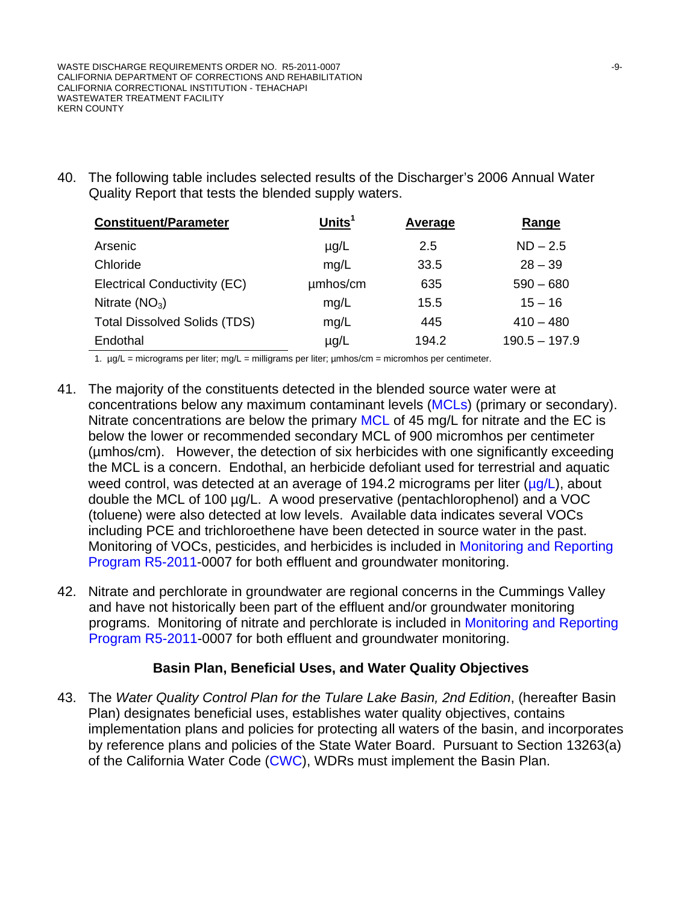40. The following table includes selected results of the Discharger's 2006 Annual Water Quality Report that tests the blended supply waters.

| Constituent/Parameter | Units[1] | Average | Range |
|---|---|---|---|
| Arsenic | µg/L | 2.5 | ND – 2.5 |
| Chloride | mg/L | 33.5 | 28 – 39 |
| Electrical Conductivity (EC) | µmhos/cm | 635 | 590 – 680 |
| Nitrate ($NO_3$) | mg/L | 15.5 | 15 – 16 |
| Total Dissolved Solids (TDS) | mg/L | 445 | 410 – 480 |
| Endothal | µg/L | 194.2 | 190.5 – 197.9 |

1. µg/L = micrograms per liter; mg/L = milligrams per liter; µmhos/cm = micromhos per centimeter.

41. The majority of the constituents detected in the blended source water were at concentrations below any maximum contaminant levels (MCLs) (primary or secondary). Nitrate concentrations are below the primary MCL of 45 mg/L for nitrate and the EC is below the lower or recommended secondary MCL of 900 micromhos per centimeter (µmhos/cm). However, the detection of six herbicides with one significantly exceeding the MCL is a concern. Endothal, an herbicide defoliant used for terrestrial and aquatic weed control, was detected at an average of 194.2 micrograms per liter (µg/L), about double the MCL of 100 µg/L. A wood preservative (pentachlorophenol) and a VOC (toluene) were also detected at low levels. Available data indicates several VOCs including PCE and trichloroethene have been detected in source water in the past. Monitoring of VOCs, pesticides, and herbicides is included in Monitoring and Reporting Program R5-2011-0007 for both effluent and groundwater monitoring.

42. Nitrate and perchlorate in groundwater are regional concerns in the Cummings Valley and have not historically been part of the effluent and/or groundwater monitoring programs. Monitoring of nitrate and perchlorate is included in Monitoring and Reporting Program R5-2011-0007 for both effluent and groundwater monitoring.

### Basin Plan, Beneficial Uses, and Water Quality Objectives

43. The *Water Quality Control Plan for the Tulare Lake Basin, 2nd Edition*, (hereafter Basin Plan) designates beneficial uses, establishes water quality objectives, contains implementation plans and policies for protecting all waters of the basin, and incorporates by reference plans and policies of the State Water Board. Pursuant to Section 13263(a) of the California Water Code (CWC), WDRs must implement the Basin Plan.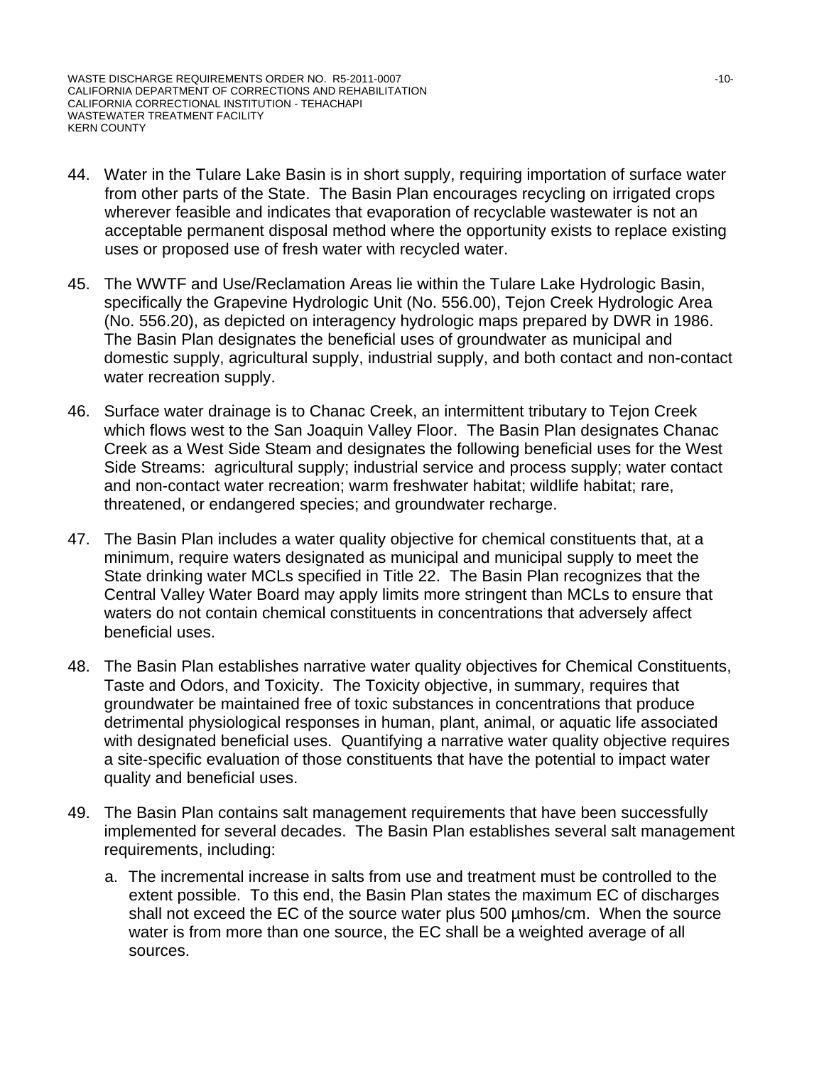44. Water in the Tulare Lake Basin is in short supply, requiring importation of surface water from other parts of the State. The Basin Plan encourages recycling on irrigated crops wherever feasible and indicates that evaporation of recyclable wastewater is not an acceptable permanent disposal method where the opportunity exists to replace existing uses or proposed use of fresh water with recycled water.

45. The WWTF and Use/Reclamation Areas lie within the Tulare Lake Hydrologic Basin, specifically the Grapevine Hydrologic Unit (No. 556.00), Tejon Creek Hydrologic Area (No. 556.20), as depicted on interagency hydrologic maps prepared by DWR in 1986. The Basin Plan designates the beneficial uses of groundwater as municipal and domestic supply, agricultural supply, industrial supply, and both contact and non-contact water recreation supply.

46. Surface water drainage is to Chanac Creek, an intermittent tributary to Tejon Creek which flows west to the San Joaquin Valley Floor. The Basin Plan designates Chanac Creek as a West Side Steam and designates the following beneficial uses for the West Side Streams: agricultural supply; industrial service and process supply; water contact and non-contact water recreation; warm freshwater habitat; wildlife habitat; rare, threatened, or endangered species; and groundwater recharge.

47. The Basin Plan includes a water quality objective for chemical constituents that, at a minimum, require waters designated as municipal and municipal supply to meet the State drinking water MCLs specified in Title 22. The Basin Plan recognizes that the Central Valley Water Board may apply limits more stringent than MCLs to ensure that waters do not contain chemical constituents in concentrations that adversely affect beneficial uses.

48. The Basin Plan establishes narrative water quality objectives for Chemical Constituents, Taste and Odors, and Toxicity. The Toxicity objective, in summary, requires that groundwater be maintained free of toxic substances in concentrations that produce detrimental physiological responses in human, plant, animal, or aquatic life associated with designated beneficial uses. Quantifying a narrative water quality objective requires a site-specific evaluation of those constituents that have the potential to impact water quality and beneficial uses.

49. The Basin Plan contains salt management requirements that have been successfully implemented for several decades. The Basin Plan establishes several salt management requirements, including:

    a. The incremental increase in salts from use and treatment must be controlled to the extent possible. To this end, the Basin Plan states the maximum EC of discharges shall not exceed the EC of the source water plus 500 µmhos/cm. When the source water is from more than one source, the EC shall be a weighted average of all sources.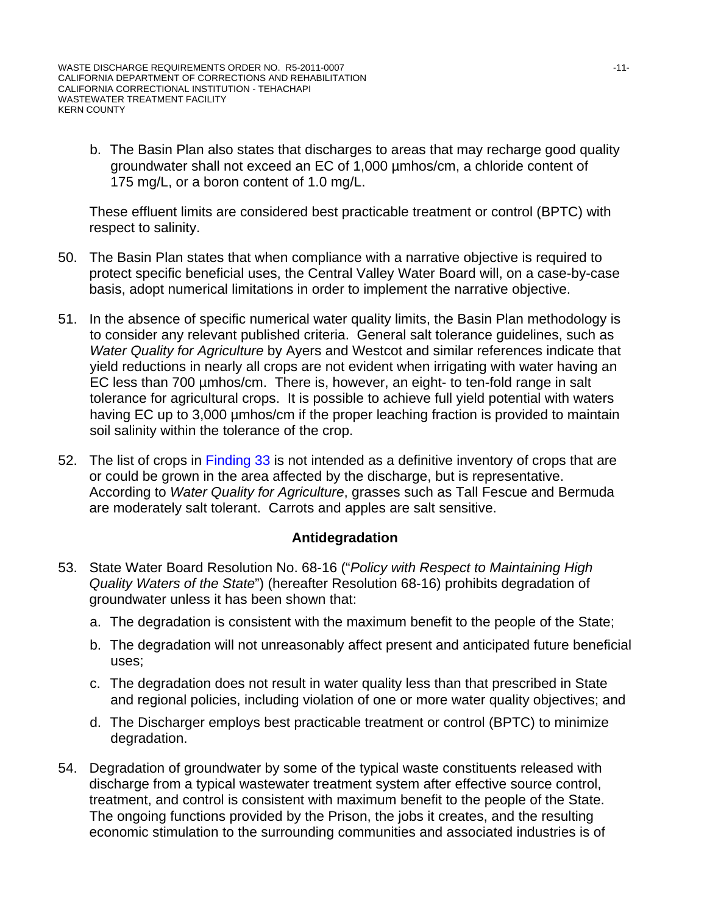b. The Basin Plan also states that discharges to areas that may recharge good quality groundwater shall not exceed an EC of 1,000 µmhos/cm, a chloride content of 175 mg/L, or a boron content of 1.0 mg/L.

These effluent limits are considered best practicable treatment or control (BPTC) with respect to salinity.

50. The Basin Plan states that when compliance with a narrative objective is required to protect specific beneficial uses, the Central Valley Water Board will, on a case-by-case basis, adopt numerical limitations in order to implement the narrative objective.

51. In the absence of specific numerical water quality limits, the Basin Plan methodology is to consider any relevant published criteria. General salt tolerance guidelines, such as *Water Quality for Agriculture* by Ayers and Westcot and similar references indicate that yield reductions in nearly all crops are not evident when irrigating with water having an EC less than 700 µmhos/cm. There is, however, an eight- to ten-fold range in salt tolerance for agricultural crops. It is possible to achieve full yield potential with waters having EC up to 3,000 µmhos/cm if the proper leaching fraction is provided to maintain soil salinity within the tolerance of the crop.

52. The list of crops in Finding 33 is not intended as a definitive inventory of crops that are or could be grown in the area affected by the discharge, but is representative. According to *Water Quality for Agriculture*, grasses such as Tall Fescue and Bermuda are moderately salt tolerant. Carrots and apples are salt sensitive.

## Antidegradation

53. State Water Board Resolution No. 68-16 ("*Policy with Respect to Maintaining High Quality Waters of the State*") (hereafter Resolution 68-16) prohibits degradation of groundwater unless it has been shown that:

    a. The degradation is consistent with the maximum benefit to the people of the State;

    b. The degradation will not unreasonably affect present and anticipated future beneficial uses;

    c. The degradation does not result in water quality less than that prescribed in State and regional policies, including violation of one or more water quality objectives; and

    d. The Discharger employs best practicable treatment or control (BPTC) to minimize degradation.

54. Degradation of groundwater by some of the typical waste constituents released with discharge from a typical wastewater treatment system after effective source control, treatment, and control is consistent with maximum benefit to the people of the State. The ongoing functions provided by the Prison, the jobs it creates, and the resulting economic stimulation to the surrounding communities and associated industries is of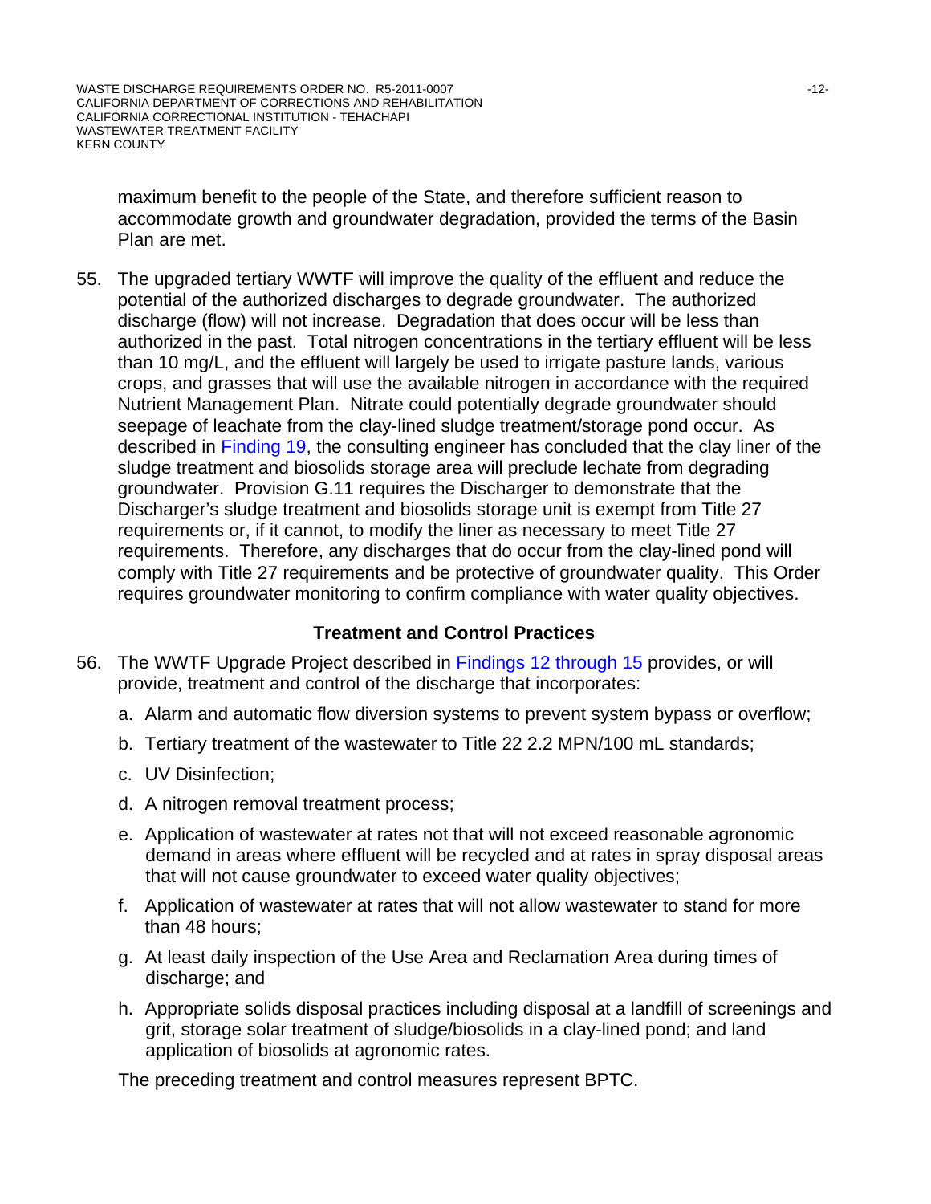maximum benefit to the people of the State, and therefore sufficient reason to accommodate growth and groundwater degradation, provided the terms of the Basin Plan are met.

55. The upgraded tertiary WWTF will improve the quality of the effluent and reduce the potential of the authorized discharges to degrade groundwater. The authorized discharge (flow) will not increase. Degradation that does occur will be less than authorized in the past. Total nitrogen concentrations in the tertiary effluent will be less than 10 mg/L, and the effluent will largely be used to irrigate pasture lands, various crops, and grasses that will use the available nitrogen in accordance with the required Nutrient Management Plan. Nitrate could potentially degrade groundwater should seepage of leachate from the clay-lined sludge treatment/storage pond occur. As described in Finding 19, the consulting engineer has concluded that the clay liner of the sludge treatment and biosolids storage area will preclude lechate from degrading groundwater. Provision G.11 requires the Discharger to demonstrate that the Discharger's sludge treatment and biosolids storage unit is exempt from Title 27 requirements or, if it cannot, to modify the liner as necessary to meet Title 27 requirements. Therefore, any discharges that do occur from the clay-lined pond will comply with Title 27 requirements and be protective of groundwater quality. This Order requires groundwater monitoring to confirm compliance with water quality objectives.

### Treatment and Control Practices

56. The WWTF Upgrade Project described in Findings 12 through 15 provides, or will provide, treatment and control of the discharge that incorporates:

    a. Alarm and automatic flow diversion systems to prevent system bypass or overflow;

    b. Tertiary treatment of the wastewater to Title 22 2.2 MPN/100 mL standards;

    c. UV Disinfection;

    d. A nitrogen removal treatment process;

    e. Application of wastewater at rates not that will not exceed reasonable agronomic demand in areas where effluent will be recycled and at rates in spray disposal areas that will not cause groundwater to exceed water quality objectives;

    f. Application of wastewater at rates that will not allow wastewater to stand for more than 48 hours;

    g. At least daily inspection of the Use Area and Reclamation Area during times of discharge; and

    h. Appropriate solids disposal practices including disposal at a landfill of screenings and grit, storage solar treatment of sludge/biosolids in a clay-lined pond; and land application of biosolids at agronomic rates.

    The preceding treatment and control measures represent BPTC.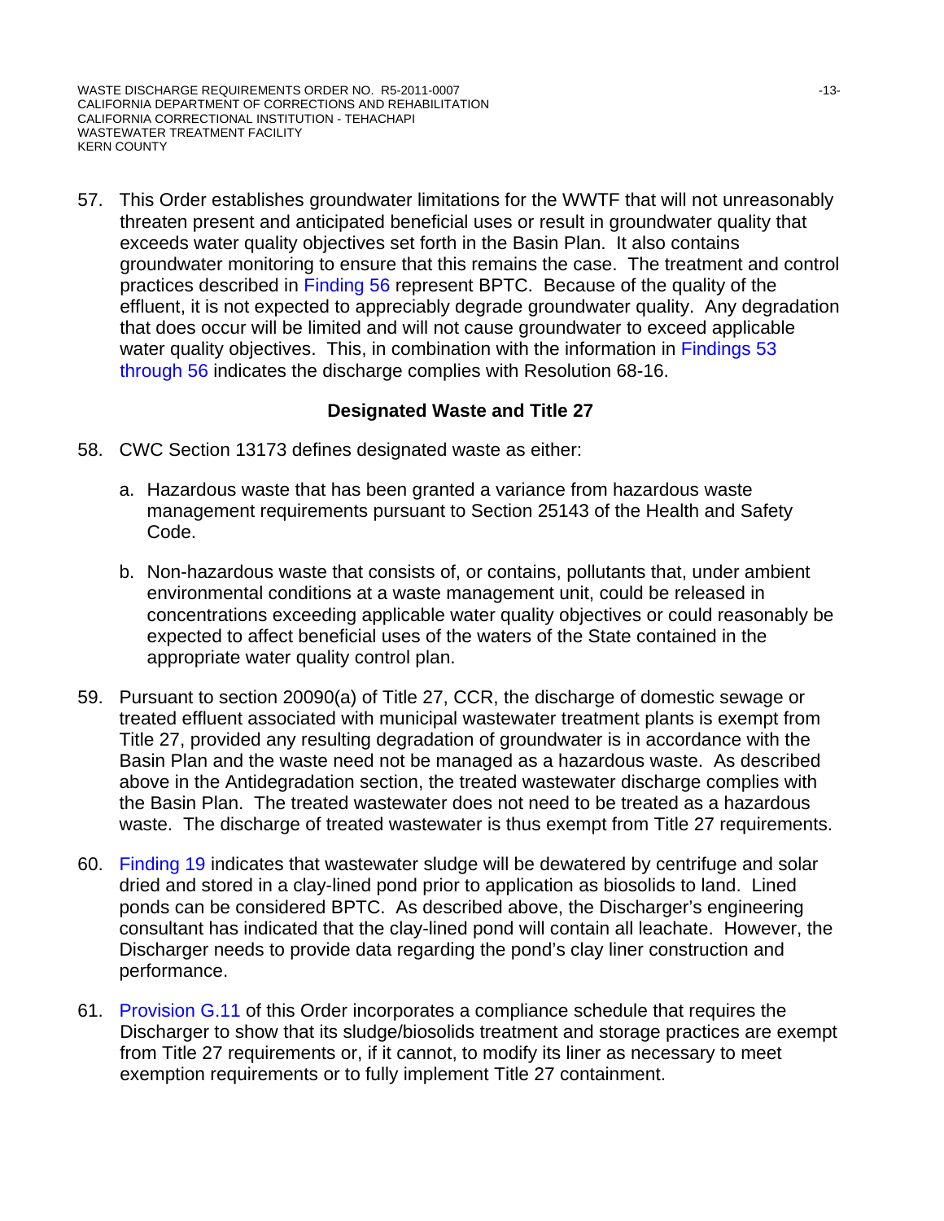57. This Order establishes groundwater limitations for the WWTF that will not unreasonably threaten present and anticipated beneficial uses or result in groundwater quality that exceeds water quality objectives set forth in the Basin Plan. It also contains groundwater monitoring to ensure that this remains the case. The treatment and control practices described in Finding 56 represent BPTC. Because of the quality of the effluent, it is not expected to appreciably degrade groundwater quality. Any degradation that does occur will be limited and will not cause groundwater to exceed applicable water quality objectives. This, in combination with the information in Findings 53 through 56 indicates the discharge complies with Resolution 68-16.

### Designated Waste and Title 27

58. CWC Section 13173 defines designated waste as either:

    a. Hazardous waste that has been granted a variance from hazardous waste management requirements pursuant to Section 25143 of the Health and Safety Code.

    b. Non-hazardous waste that consists of, or contains, pollutants that, under ambient environmental conditions at a waste management unit, could be released in concentrations exceeding applicable water quality objectives or could reasonably be expected to affect beneficial uses of the waters of the State contained in the appropriate water quality control plan.

59. Pursuant to section 20090(a) of Title 27, CCR, the discharge of domestic sewage or treated effluent associated with municipal wastewater treatment plants is exempt from Title 27, provided any resulting degradation of groundwater is in accordance with the Basin Plan and the waste need not be managed as a hazardous waste. As described above in the Antidegradation section, the treated wastewater discharge complies with the Basin Plan. The treated wastewater does not need to be treated as a hazardous waste. The discharge of treated wastewater is thus exempt from Title 27 requirements.

60. Finding 19 indicates that wastewater sludge will be dewatered by centrifuge and solar dried and stored in a clay-lined pond prior to application as biosolids to land. Lined ponds can be considered BPTC. As described above, the Discharger's engineering consultant has indicated that the clay-lined pond will contain all leachate. However, the Discharger needs to provide data regarding the pond's clay liner construction and performance.

61. Provision G.11 of this Order incorporates a compliance schedule that requires the Discharger to show that its sludge/biosolids treatment and storage practices are exempt from Title 27 requirements or, if it cannot, to modify its liner as necessary to meet exemption requirements or to fully implement Title 27 containment.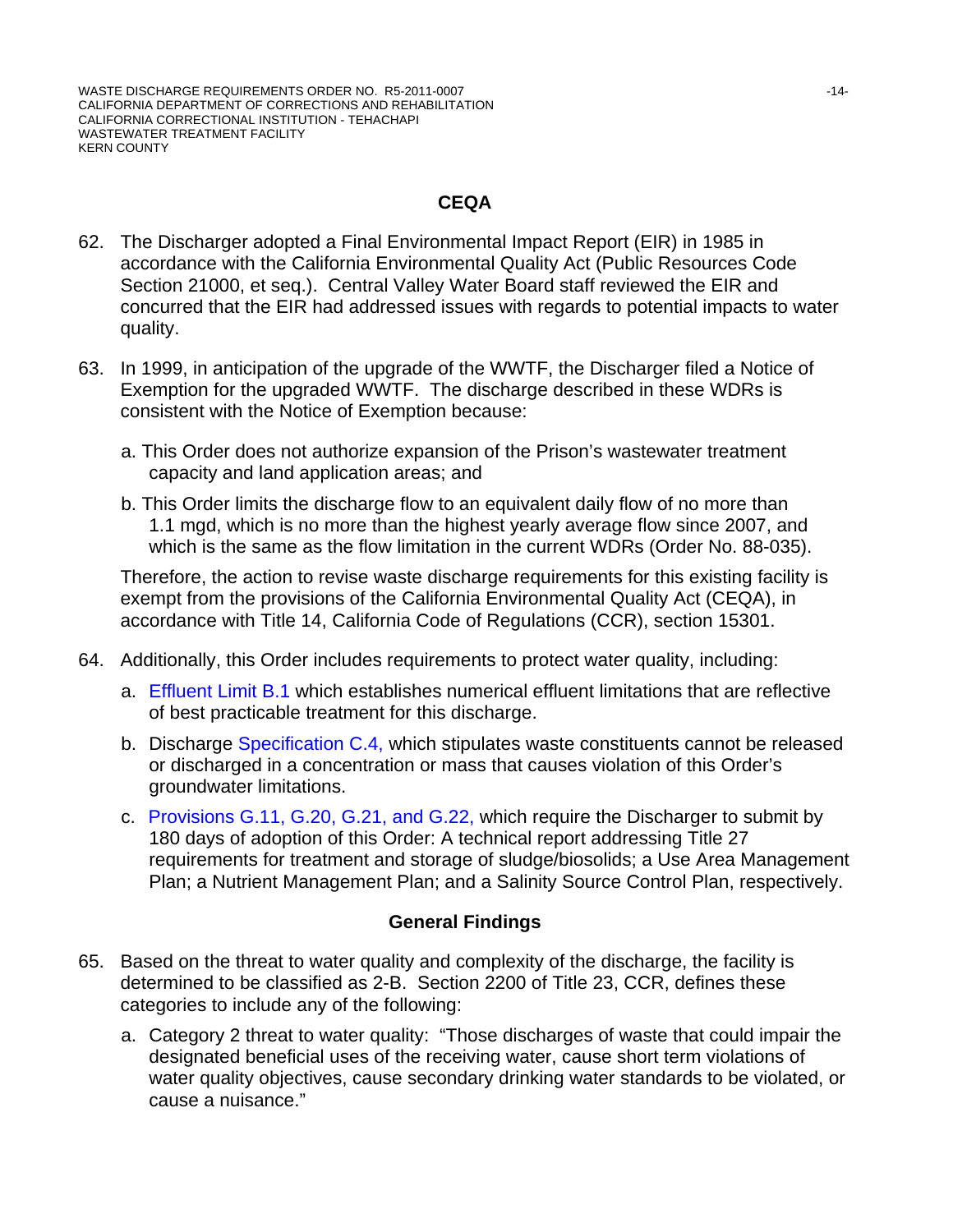## CEQA

62. The Discharger adopted a Final Environmental Impact Report (EIR) in 1985 in accordance with the California Environmental Quality Act (Public Resources Code Section 21000, et seq.). Central Valley Water Board staff reviewed the EIR and concurred that the EIR had addressed issues with regards to potential impacts to water quality.

63. In 1999, in anticipation of the upgrade of the WWTF, the Discharger filed a Notice of Exemption for the upgraded WWTF. The discharge described in these WDRs is consistent with the Notice of Exemption because:

    a. This Order does not authorize expansion of the Prison's wastewater treatment capacity and land application areas; and

    b. This Order limits the discharge flow to an equivalent daily flow of no more than 1.1 mgd, which is no more than the highest yearly average flow since 2007, and which is the same as the flow limitation in the current WDRs (Order No. 88-035).

    Therefore, the action to revise waste discharge requirements for this existing facility is exempt from the provisions of the California Environmental Quality Act (CEQA), in accordance with Title 14, California Code of Regulations (CCR), section 15301.

64. Additionally, this Order includes requirements to protect water quality, including:

    a. Effluent Limit B.1 which establishes numerical effluent limitations that are reflective of best practicable treatment for this discharge.

    b. Discharge Specification C.4, which stipulates waste constituents cannot be released or discharged in a concentration or mass that causes violation of this Order's groundwater limitations.

    c. Provisions G.11, G.20, G.21, and G.22, which require the Discharger to submit by 180 days of adoption of this Order: A technical report addressing Title 27 requirements for treatment and storage of sludge/biosolids; a Use Area Management Plan; a Nutrient Management Plan; and a Salinity Source Control Plan, respectively.

## General Findings

65. Based on the threat to water quality and complexity of the discharge, the facility is determined to be classified as 2-B. Section 2200 of Title 23, CCR, defines these categories to include any of the following:

    a. Category 2 threat to water quality: "Those discharges of waste that could impair the designated beneficial uses of the receiving water, cause short term violations of water quality objectives, cause secondary drinking water standards to be violated, or cause a nuisance."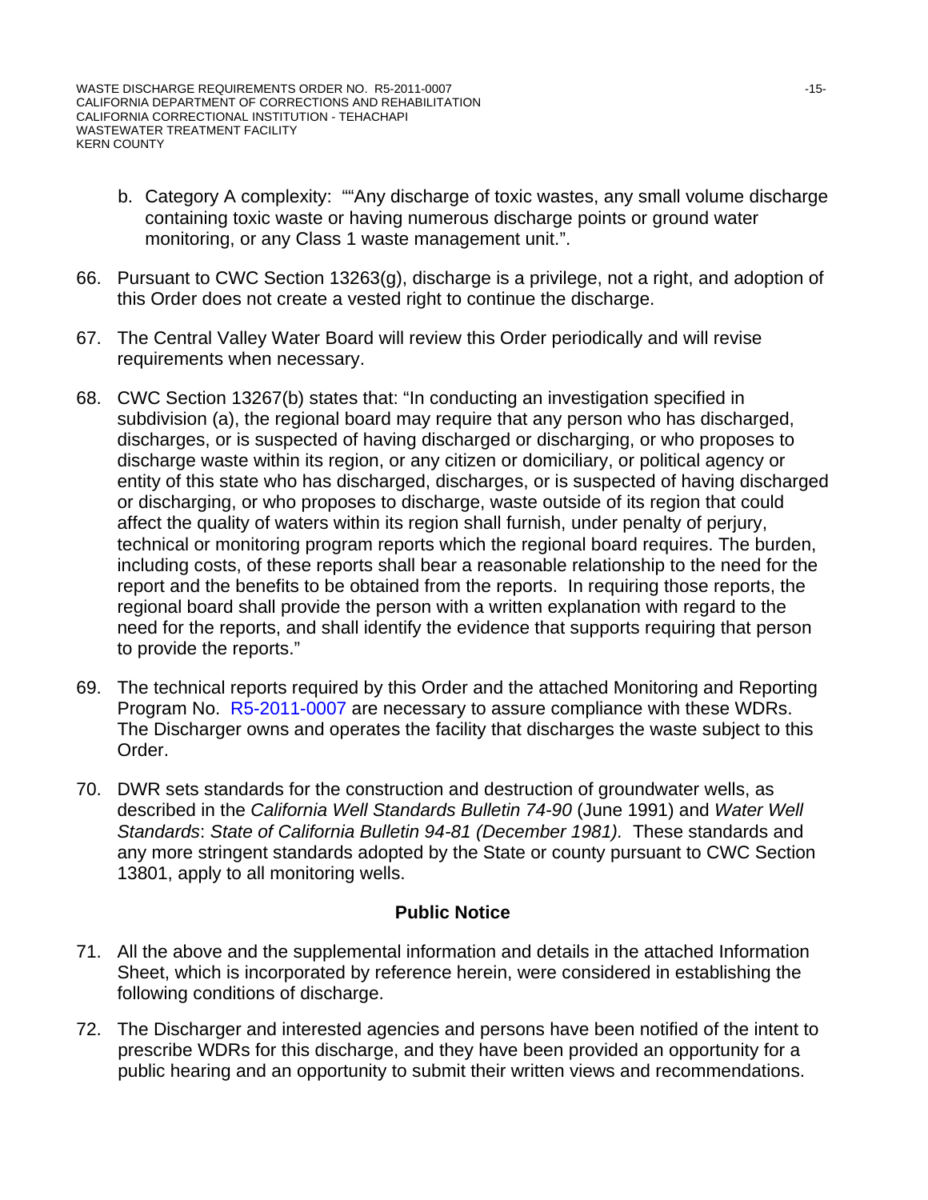b. Category A complexity: ""Any discharge of toxic wastes, any small volume discharge containing toxic waste or having numerous discharge points or ground water monitoring, or any Class 1 waste management unit.".

66. Pursuant to CWC Section 13263(g), discharge is a privilege, not a right, and adoption of this Order does not create a vested right to continue the discharge.

67. The Central Valley Water Board will review this Order periodically and will revise requirements when necessary.

68. CWC Section 13267(b) states that: "In conducting an investigation specified in subdivision (a), the regional board may require that any person who has discharged, discharges, or is suspected of having discharged or discharging, or who proposes to discharge waste within its region, or any citizen or domiciliary, or political agency or entity of this state who has discharged, discharges, or is suspected of having discharged or discharging, or who proposes to discharge, waste outside of its region that could affect the quality of waters within its region shall furnish, under penalty of perjury, technical or monitoring program reports which the regional board requires. The burden, including costs, of these reports shall bear a reasonable relationship to the need for the report and the benefits to be obtained from the reports. In requiring those reports, the regional board shall provide the person with a written explanation with regard to the need for the reports, and shall identify the evidence that supports requiring that person to provide the reports."

69. The technical reports required by this Order and the attached Monitoring and Reporting Program No. R5-2011-0007 are necessary to assure compliance with these WDRs. The Discharger owns and operates the facility that discharges the waste subject to this Order.

70. DWR sets standards for the construction and destruction of groundwater wells, as described in the *California Well Standards Bulletin 74-90* (June 1991) and *Water Well Standards*: *State of California Bulletin 94-81 (December 1981).* These standards and any more stringent standards adopted by the State or county pursuant to CWC Section 13801, apply to all monitoring wells.

**Public Notice**

71. All the above and the supplemental information and details in the attached Information Sheet, which is incorporated by reference herein, were considered in establishing the following conditions of discharge.

72. The Discharger and interested agencies and persons have been notified of the intent to prescribe WDRs for this discharge, and they have been provided an opportunity for a public hearing and an opportunity to submit their written views and recommendations.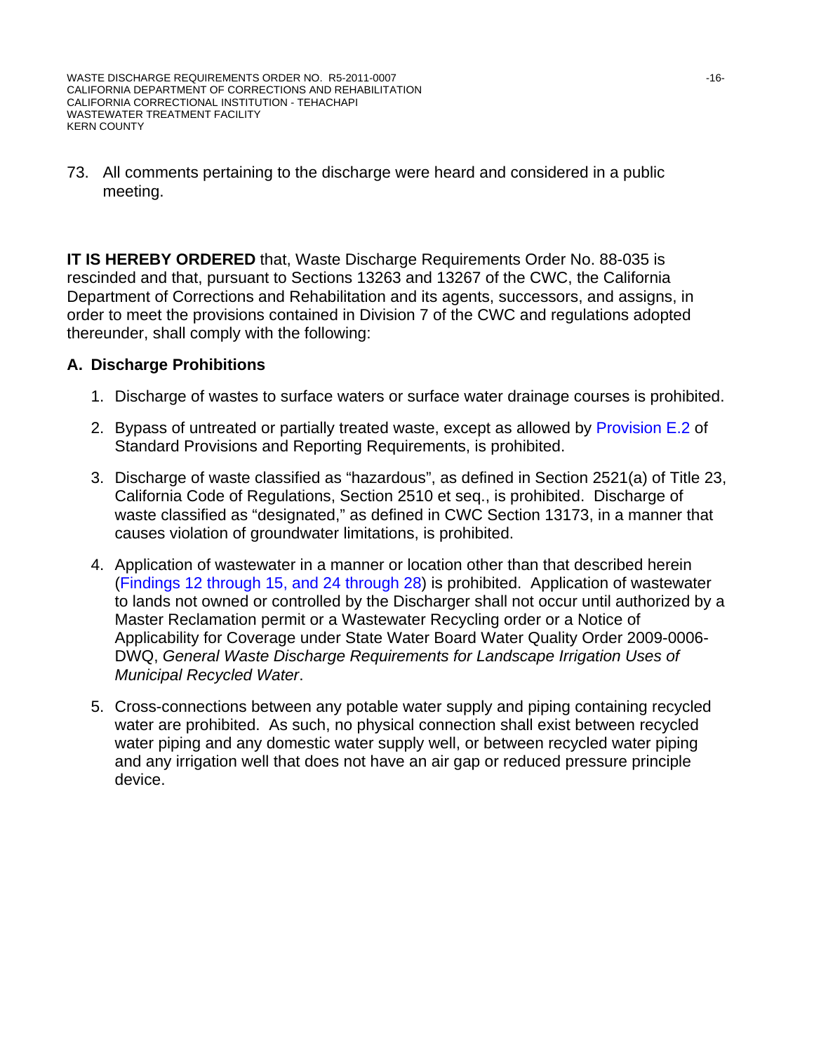73. All comments pertaining to the discharge were heard and considered in a public meeting.

**IT IS HEREBY ORDERED** that, Waste Discharge Requirements Order No. 88-035 is rescinded and that, pursuant to Sections 13263 and 13267 of the CWC, the California Department of Corrections and Rehabilitation and its agents, successors, and assigns, in order to meet the provisions contained in Division 7 of the CWC and regulations adopted thereunder, shall comply with the following:

## A. Discharge Prohibitions

1. Discharge of wastes to surface waters or surface water drainage courses is prohibited.

2. Bypass of untreated or partially treated waste, except as allowed by Provision E.2 of Standard Provisions and Reporting Requirements, is prohibited.

3. Discharge of waste classified as "hazardous", as defined in Section 2521(a) of Title 23, California Code of Regulations, Section 2510 et seq., is prohibited. Discharge of waste classified as "designated," as defined in CWC Section 13173, in a manner that causes violation of groundwater limitations, is prohibited.

4. Application of wastewater in a manner or location other than that described herein (Findings 12 through 15, and 24 through 28) is prohibited. Application of wastewater to lands not owned or controlled by the Discharger shall not occur until authorized by a Master Reclamation permit or a Wastewater Recycling order or a Notice of Applicability for Coverage under State Water Board Water Quality Order 2009-0006-DWQ, *General Waste Discharge Requirements for Landscape Irrigation Uses of Municipal Recycled Water*.

5. Cross-connections between any potable water supply and piping containing recycled water are prohibited. As such, no physical connection shall exist between recycled water piping and any domestic water supply well, or between recycled water piping and any irrigation well that does not have an air gap or reduced pressure principle device.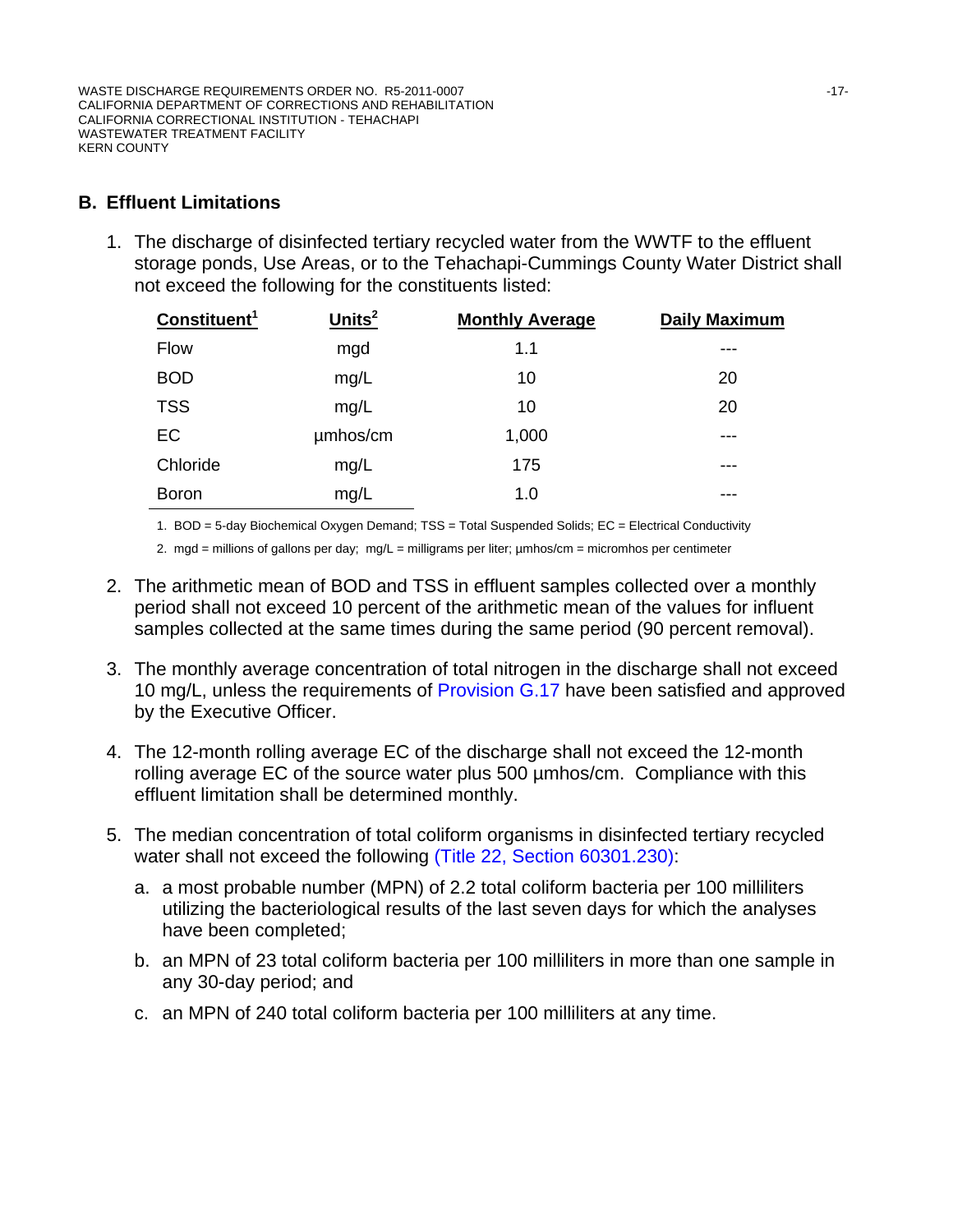## B. Effluent Limitations

1. The discharge of disinfected tertiary recycled water from the WWTF to the effluent storage ponds, Use Areas, or to the Tehachapi-Cummings County Water District shall not exceed the following for the constituents listed:

| Constituent[1] | Units[2] | Monthly Average | Daily Maximum |
|---|---|---|---|
| Flow | mgd | 1.1 | --- |
| BOD | mg/L | 10 | 20 |
| TSS | mg/L | 10 | 20 |
| EC | µmhos/cm | 1,000 | --- |
| Chloride | mg/L | 175 | --- |
| Boron | mg/L | 1.0 | --- |

1. BOD = 5-day Biochemical Oxygen Demand; TSS = Total Suspended Solids; EC = Electrical Conductivity

2. mgd = millions of gallons per day; mg/L = milligrams per liter; µmhos/cm = micromhos per centimeter

2. The arithmetic mean of BOD and TSS in effluent samples collected over a monthly period shall not exceed 10 percent of the arithmetic mean of the values for influent samples collected at the same times during the same period (90 percent removal).

3. The monthly average concentration of total nitrogen in the discharge shall not exceed 10 mg/L, unless the requirements of Provision G.17 have been satisfied and approved by the Executive Officer.

4. The 12-month rolling average EC of the discharge shall not exceed the 12-month rolling average EC of the source water plus 500 µmhos/cm. Compliance with this effluent limitation shall be determined monthly.

5. The median concentration of total coliform organisms in disinfected tertiary recycled water shall not exceed the following (Title 22, Section 60301.230):

   a. a most probable number (MPN) of 2.2 total coliform bacteria per 100 milliliters utilizing the bacteriological results of the last seven days for which the analyses have been completed;

   b. an MPN of 23 total coliform bacteria per 100 milliliters in more than one sample in any 30-day period; and

   c. an MPN of 240 total coliform bacteria per 100 milliliters at any time.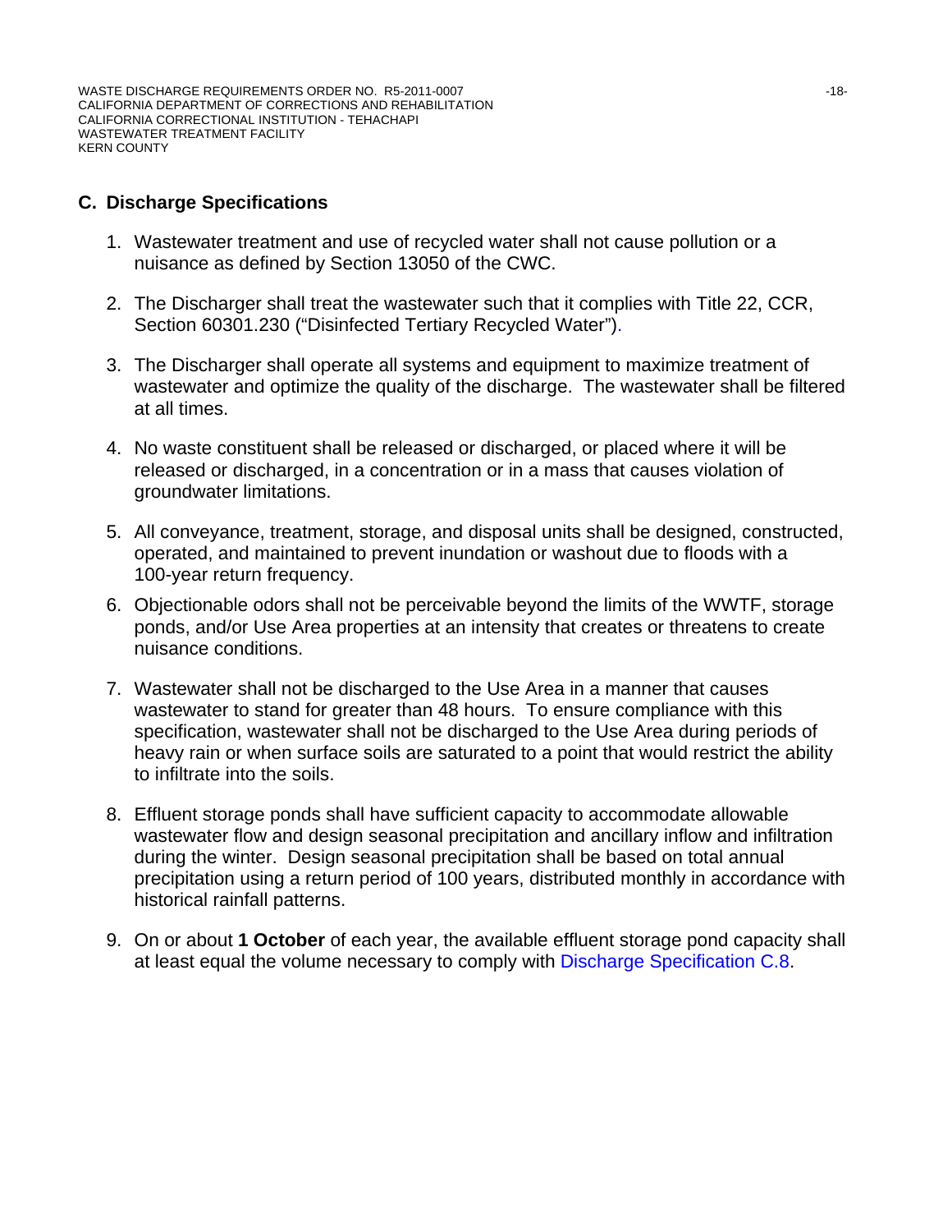## C. Discharge Specifications

1. Wastewater treatment and use of recycled water shall not cause pollution or a nuisance as defined by Section 13050 of the CWC.

2. The Discharger shall treat the wastewater such that it complies with Title 22, CCR, Section 60301.230 ("Disinfected Tertiary Recycled Water").

3. The Discharger shall operate all systems and equipment to maximize treatment of wastewater and optimize the quality of the discharge. The wastewater shall be filtered at all times.

4. No waste constituent shall be released or discharged, or placed where it will be released or discharged, in a concentration or in a mass that causes violation of groundwater limitations.

5. All conveyance, treatment, storage, and disposal units shall be designed, constructed, operated, and maintained to prevent inundation or washout due to floods with a 100-year return frequency.

6. Objectionable odors shall not be perceivable beyond the limits of the WWTF, storage ponds, and/or Use Area properties at an intensity that creates or threatens to create nuisance conditions.

7. Wastewater shall not be discharged to the Use Area in a manner that causes wastewater to stand for greater than 48 hours. To ensure compliance with this specification, wastewater shall not be discharged to the Use Area during periods of heavy rain or when surface soils are saturated to a point that would restrict the ability to infiltrate into the soils.

8. Effluent storage ponds shall have sufficient capacity to accommodate allowable wastewater flow and design seasonal precipitation and ancillary inflow and infiltration during the winter. Design seasonal precipitation shall be based on total annual precipitation using a return period of 100 years, distributed monthly in accordance with historical rainfall patterns.

9. On or about **1 October** of each year, the available effluent storage pond capacity shall at least equal the volume necessary to comply with Discharge Specification C.8.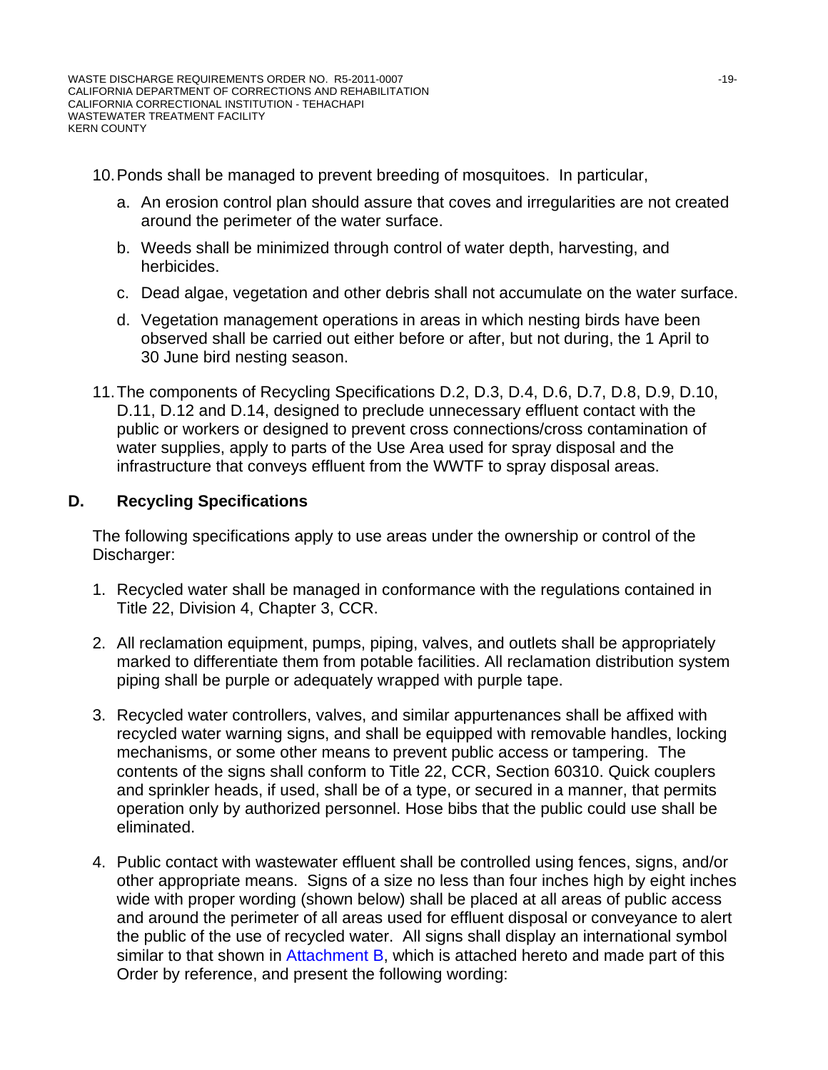10. Ponds shall be managed to prevent breeding of mosquitoes. In particular,

    a. An erosion control plan should assure that coves and irregularities are not created around the perimeter of the water surface.

    b. Weeds shall be minimized through control of water depth, harvesting, and herbicides.

    c. Dead algae, vegetation and other debris shall not accumulate on the water surface.

    d. Vegetation management operations in areas in which nesting birds have been observed shall be carried out either before or after, but not during, the 1 April to 30 June bird nesting season.

11. The components of Recycling Specifications D.2, D.3, D.4, D.6, D.7, D.8, D.9, D.10, D.11, D.12 and D.14, designed to preclude unnecessary effluent contact with the public or workers or designed to prevent cross connections/cross contamination of water supplies, apply to parts of the Use Area used for spray disposal and the infrastructure that conveys effluent from the WWTF to spray disposal areas.

## D. Recycling Specifications

The following specifications apply to use areas under the ownership or control of the Discharger:

1. Recycled water shall be managed in conformance with the regulations contained in Title 22, Division 4, Chapter 3, CCR.

2. All reclamation equipment, pumps, piping, valves, and outlets shall be appropriately marked to differentiate them from potable facilities. All reclamation distribution system piping shall be purple or adequately wrapped with purple tape.

3. Recycled water controllers, valves, and similar appurtenances shall be affixed with recycled water warning signs, and shall be equipped with removable handles, locking mechanisms, or some other means to prevent public access or tampering. The contents of the signs shall conform to Title 22, CCR, Section 60310. Quick couplers and sprinkler heads, if used, shall be of a type, or secured in a manner, that permits operation only by authorized personnel. Hose bibs that the public could use shall be eliminated.

4. Public contact with wastewater effluent shall be controlled using fences, signs, and/or other appropriate means. Signs of a size no less than four inches high by eight inches wide with proper wording (shown below) shall be placed at all areas of public access and around the perimeter of all areas used for effluent disposal or conveyance to alert the public of the use of recycled water. All signs shall display an international symbol similar to that shown in Attachment B, which is attached hereto and made part of this Order by reference, and present the following wording: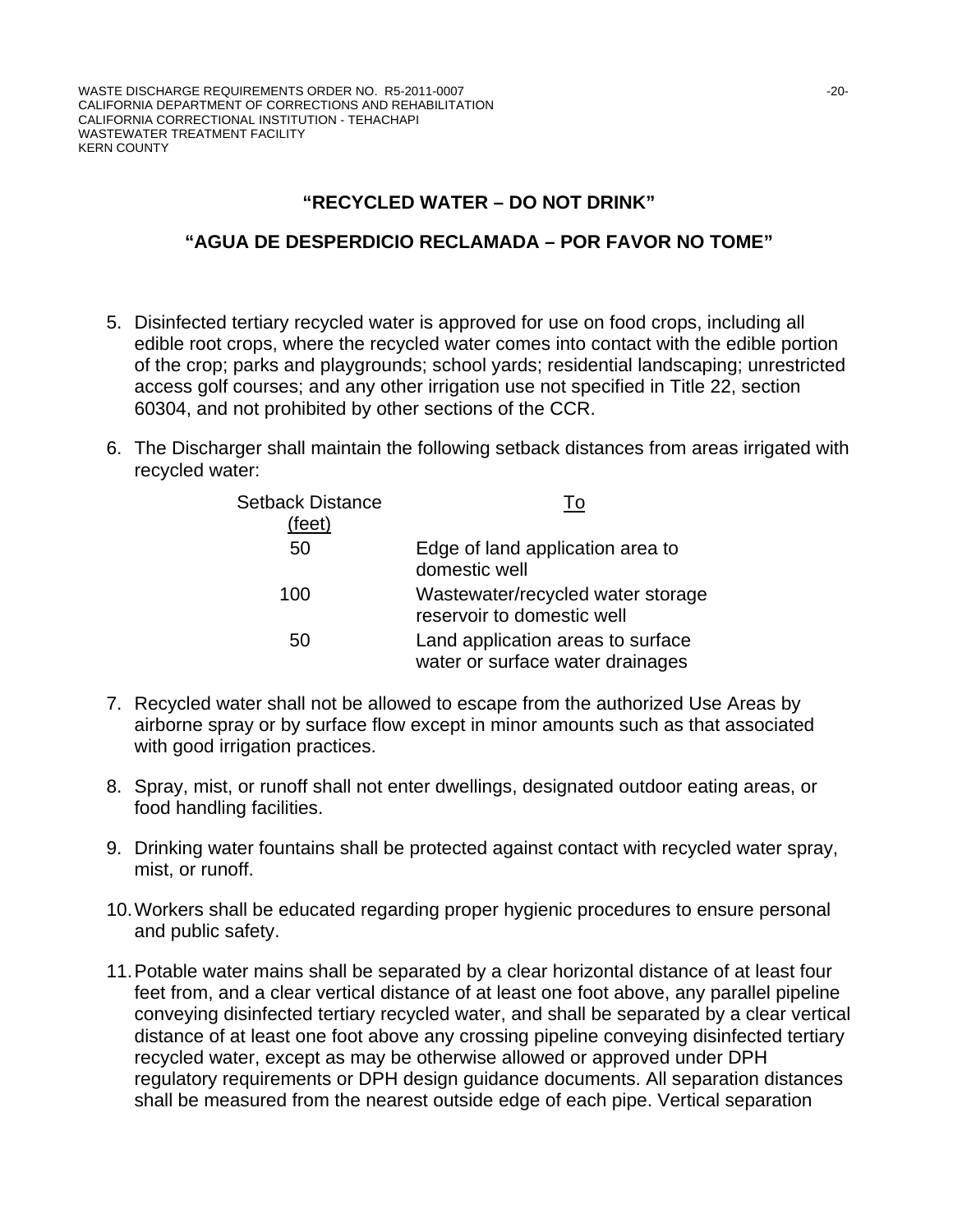**"RECYCLED WATER – DO NOT DRINK"**

**"AGUA DE DESPERDICIO RECLAMADA – POR FAVOR NO TOME"**

5. Disinfected tertiary recycled water is approved for use on food crops, including all edible root crops, where the recycled water comes into contact with the edible portion of the crop; parks and playgrounds; school yards; residential landscaping; unrestricted access golf courses; and any other irrigation use not specified in Title 22, section 60304, and not prohibited by other sections of the CCR.

6. The Discharger shall maintain the following setback distances from areas irrigated with recycled water:

| Setback Distance (feet) | To |
|---|---|
| 50 | Edge of land application area to domestic well |
| 100 | Wastewater/recycled water storage reservoir to domestic well |
| 50 | Land application areas to surface water or surface water drainages |

7. Recycled water shall not be allowed to escape from the authorized Use Areas by airborne spray or by surface flow except in minor amounts such as that associated with good irrigation practices.

8. Spray, mist, or runoff shall not enter dwellings, designated outdoor eating areas, or food handling facilities.

9. Drinking water fountains shall be protected against contact with recycled water spray, mist, or runoff.

10. Workers shall be educated regarding proper hygienic procedures to ensure personal and public safety.

11. Potable water mains shall be separated by a clear horizontal distance of at least four feet from, and a clear vertical distance of at least one foot above, any parallel pipeline conveying disinfected tertiary recycled water, and shall be separated by a clear vertical distance of at least one foot above any crossing pipeline conveying disinfected tertiary recycled water, except as may be otherwise allowed or approved under DPH regulatory requirements or DPH design guidance documents. All separation distances shall be measured from the nearest outside edge of each pipe. Vertical separation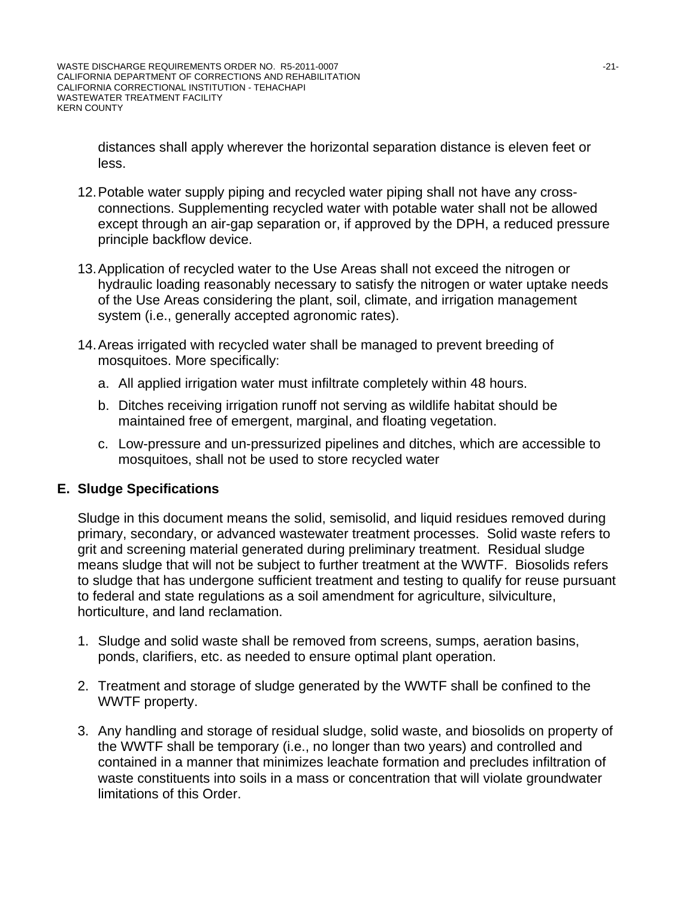distances shall apply wherever the horizontal separation distance is eleven feet or less.

12. Potable water supply piping and recycled water piping shall not have any cross-connections. Supplementing recycled water with potable water shall not be allowed except through an air-gap separation or, if approved by the DPH, a reduced pressure principle backflow device.

13. Application of recycled water to the Use Areas shall not exceed the nitrogen or hydraulic loading reasonably necessary to satisfy the nitrogen or water uptake needs of the Use Areas considering the plant, soil, climate, and irrigation management system (i.e., generally accepted agronomic rates).

14. Areas irrigated with recycled water shall be managed to prevent breeding of mosquitoes. More specifically:

    a. All applied irrigation water must infiltrate completely within 48 hours.

    b. Ditches receiving irrigation runoff not serving as wildlife habitat should be maintained free of emergent, marginal, and floating vegetation.

    c. Low-pressure and un-pressurized pipelines and ditches, which are accessible to mosquitoes, shall not be used to store recycled water

## E. Sludge Specifications

Sludge in this document means the solid, semisolid, and liquid residues removed during primary, secondary, or advanced wastewater treatment processes. Solid waste refers to grit and screening material generated during preliminary treatment. Residual sludge means sludge that will not be subject to further treatment at the WWTF. Biosolids refers to sludge that has undergone sufficient treatment and testing to qualify for reuse pursuant to federal and state regulations as a soil amendment for agriculture, silviculture, horticulture, and land reclamation.

1. Sludge and solid waste shall be removed from screens, sumps, aeration basins, ponds, clarifiers, etc. as needed to ensure optimal plant operation.

2. Treatment and storage of sludge generated by the WWTF shall be confined to the WWTF property.

3. Any handling and storage of residual sludge, solid waste, and biosolids on property of the WWTF shall be temporary (i.e., no longer than two years) and controlled and contained in a manner that minimizes leachate formation and precludes infiltration of waste constituents into soils in a mass or concentration that will violate groundwater limitations of this Order.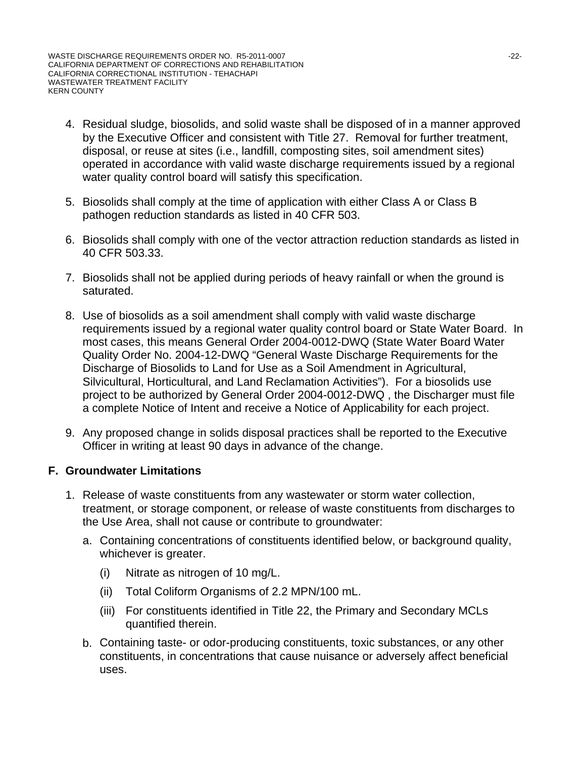4. Residual sludge, biosolids, and solid waste shall be disposed of in a manner approved by the Executive Officer and consistent with Title 27. Removal for further treatment, disposal, or reuse at sites (i.e., landfill, composting sites, soil amendment sites) operated in accordance with valid waste discharge requirements issued by a regional water quality control board will satisfy this specification.

5. Biosolids shall comply at the time of application with either Class A or Class B pathogen reduction standards as listed in 40 CFR 503.

6. Biosolids shall comply with one of the vector attraction reduction standards as listed in 40 CFR 503.33.

7. Biosolids shall not be applied during periods of heavy rainfall or when the ground is saturated.

8. Use of biosolids as a soil amendment shall comply with valid waste discharge requirements issued by a regional water quality control board or State Water Board. In most cases, this means General Order 2004-0012-DWQ (State Water Board Water Quality Order No. 2004-12-DWQ "General Waste Discharge Requirements for the Discharge of Biosolids to Land for Use as a Soil Amendment in Agricultural, Silvicultural, Horticultural, and Land Reclamation Activities"). For a biosolids use project to be authorized by General Order 2004-0012-DWQ , the Discharger must file a complete Notice of Intent and receive a Notice of Applicability for each project.

9. Any proposed change in solids disposal practices shall be reported to the Executive Officer in writing at least 90 days in advance of the change.

## F. Groundwater Limitations

1. Release of waste constituents from any wastewater or storm water collection, treatment, or storage component, or release of waste constituents from discharges to the Use Area, shall not cause or contribute to groundwater:

   a. Containing concentrations of constituents identified below, or background quality, whichever is greater.

      (i) Nitrate as nitrogen of 10 mg/L.

      (ii) Total Coliform Organisms of 2.2 MPN/100 mL.

      (iii) For constituents identified in Title 22, the Primary and Secondary MCLs quantified therein.

   b. Containing taste- or odor-producing constituents, toxic substances, or any other constituents, in concentrations that cause nuisance or adversely affect beneficial uses.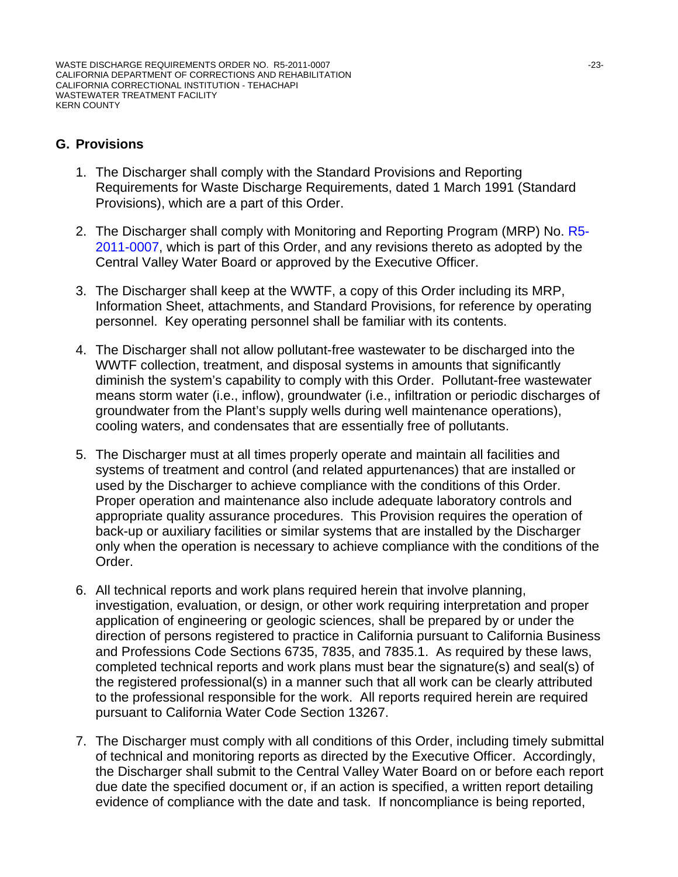## G. Provisions

1. The Discharger shall comply with the Standard Provisions and Reporting Requirements for Waste Discharge Requirements, dated 1 March 1991 (Standard Provisions), which are a part of this Order.

2. The Discharger shall comply with Monitoring and Reporting Program (MRP) No. R5-2011-0007, which is part of this Order, and any revisions thereto as adopted by the Central Valley Water Board or approved by the Executive Officer.

3. The Discharger shall keep at the WWTF, a copy of this Order including its MRP, Information Sheet, attachments, and Standard Provisions, for reference by operating personnel. Key operating personnel shall be familiar with its contents.

4. The Discharger shall not allow pollutant-free wastewater to be discharged into the WWTF collection, treatment, and disposal systems in amounts that significantly diminish the system's capability to comply with this Order. Pollutant-free wastewater means storm water (i.e., inflow), groundwater (i.e., infiltration or periodic discharges of groundwater from the Plant's supply wells during well maintenance operations), cooling waters, and condensates that are essentially free of pollutants.

5. The Discharger must at all times properly operate and maintain all facilities and systems of treatment and control (and related appurtenances) that are installed or used by the Discharger to achieve compliance with the conditions of this Order. Proper operation and maintenance also include adequate laboratory controls and appropriate quality assurance procedures. This Provision requires the operation of back-up or auxiliary facilities or similar systems that are installed by the Discharger only when the operation is necessary to achieve compliance with the conditions of the Order.

6. All technical reports and work plans required herein that involve planning, investigation, evaluation, or design, or other work requiring interpretation and proper application of engineering or geologic sciences, shall be prepared by or under the direction of persons registered to practice in California pursuant to California Business and Professions Code Sections 6735, 7835, and 7835.1. As required by these laws, completed technical reports and work plans must bear the signature(s) and seal(s) of the registered professional(s) in a manner such that all work can be clearly attributed to the professional responsible for the work. All reports required herein are required pursuant to California Water Code Section 13267.

7. The Discharger must comply with all conditions of this Order, including timely submittal of technical and monitoring reports as directed by the Executive Officer. Accordingly, the Discharger shall submit to the Central Valley Water Board on or before each report due date the specified document or, if an action is specified, a written report detailing evidence of compliance with the date and task. If noncompliance is being reported,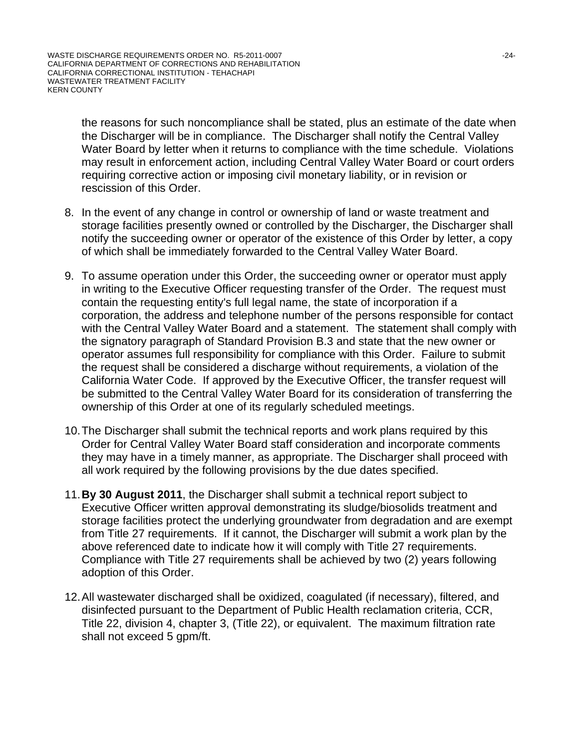the reasons for such noncompliance shall be stated, plus an estimate of the date when the Discharger will be in compliance. The Discharger shall notify the Central Valley Water Board by letter when it returns to compliance with the time schedule. Violations may result in enforcement action, including Central Valley Water Board or court orders requiring corrective action or imposing civil monetary liability, or in revision or rescission of this Order.

8. In the event of any change in control or ownership of land or waste treatment and storage facilities presently owned or controlled by the Discharger, the Discharger shall notify the succeeding owner or operator of the existence of this Order by letter, a copy of which shall be immediately forwarded to the Central Valley Water Board.

9. To assume operation under this Order, the succeeding owner or operator must apply in writing to the Executive Officer requesting transfer of the Order. The request must contain the requesting entity's full legal name, the state of incorporation if a corporation, the address and telephone number of the persons responsible for contact with the Central Valley Water Board and a statement. The statement shall comply with the signatory paragraph of Standard Provision B.3 and state that the new owner or operator assumes full responsibility for compliance with this Order. Failure to submit the request shall be considered a discharge without requirements, a violation of the California Water Code. If approved by the Executive Officer, the transfer request will be submitted to the Central Valley Water Board for its consideration of transferring the ownership of this Order at one of its regularly scheduled meetings.

10. The Discharger shall submit the technical reports and work plans required by this Order for Central Valley Water Board staff consideration and incorporate comments they may have in a timely manner, as appropriate. The Discharger shall proceed with all work required by the following provisions by the due dates specified.

11. **By 30 August 2011**, the Discharger shall submit a technical report subject to Executive Officer written approval demonstrating its sludge/biosolids treatment and storage facilities protect the underlying groundwater from degradation and are exempt from Title 27 requirements. If it cannot, the Discharger will submit a work plan by the above referenced date to indicate how it will comply with Title 27 requirements. Compliance with Title 27 requirements shall be achieved by two (2) years following adoption of this Order.

12. All wastewater discharged shall be oxidized, coagulated (if necessary), filtered, and disinfected pursuant to the Department of Public Health reclamation criteria, CCR, Title 22, division 4, chapter 3, (Title 22), or equivalent. The maximum filtration rate shall not exceed 5 gpm/ft.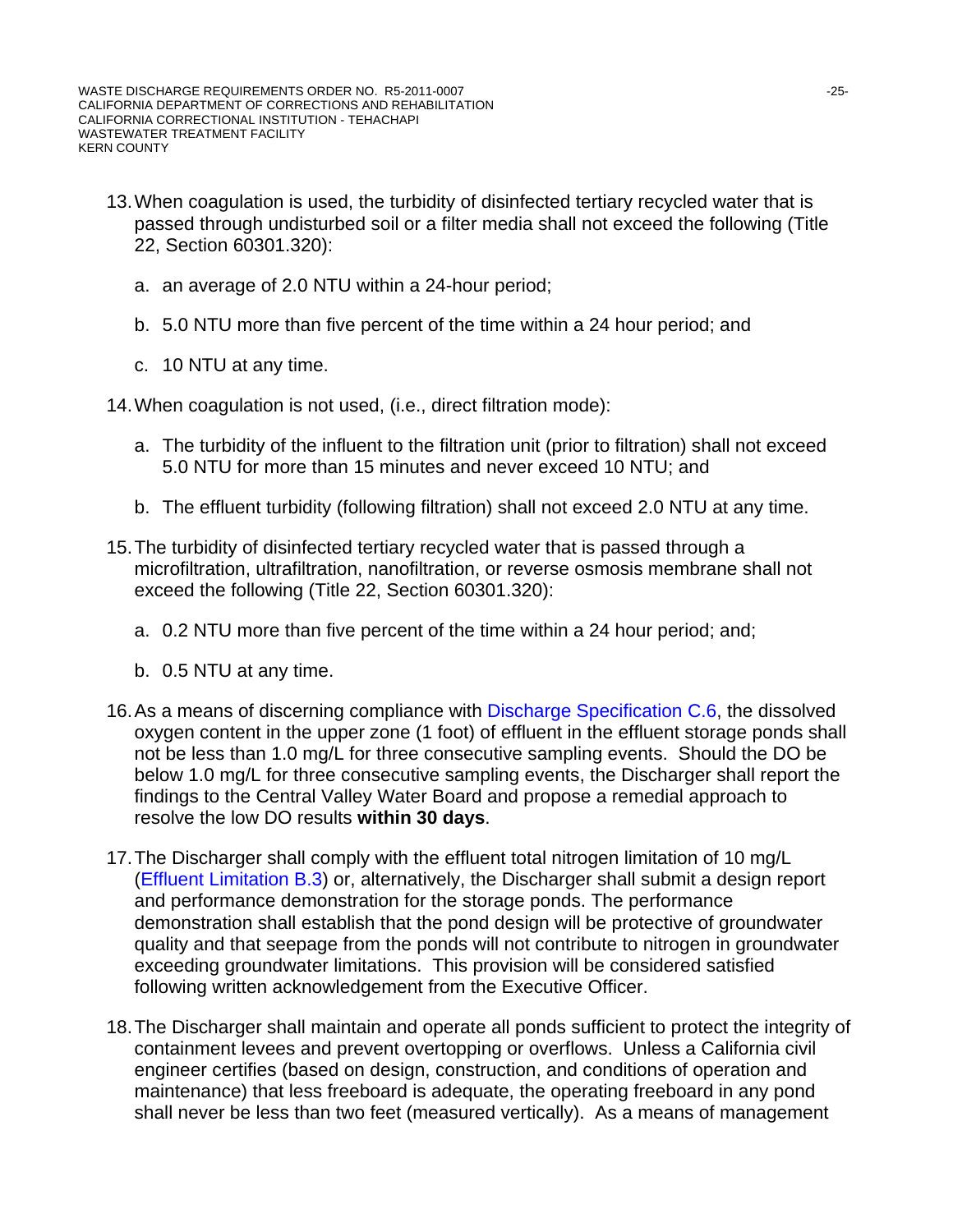13. When coagulation is used, the turbidity of disinfected tertiary recycled water that is passed through undisturbed soil or a filter media shall not exceed the following (Title 22, Section 60301.320):

    a. an average of 2.0 NTU within a 24-hour period;

    b. 5.0 NTU more than five percent of the time within a 24 hour period; and

    c. 10 NTU at any time.

14. When coagulation is not used, (i.e., direct filtration mode):

    a. The turbidity of the influent to the filtration unit (prior to filtration) shall not exceed 5.0 NTU for more than 15 minutes and never exceed 10 NTU; and

    b. The effluent turbidity (following filtration) shall not exceed 2.0 NTU at any time.

15. The turbidity of disinfected tertiary recycled water that is passed through a microfiltration, ultrafiltration, nanofiltration, or reverse osmosis membrane shall not exceed the following (Title 22, Section 60301.320):

    a. 0.2 NTU more than five percent of the time within a 24 hour period; and;

    b. 0.5 NTU at any time.

16. As a means of discerning compliance with Discharge Specification C.6, the dissolved oxygen content in the upper zone (1 foot) of effluent in the effluent storage ponds shall not be less than 1.0 mg/L for three consecutive sampling events. Should the DO be below 1.0 mg/L for three consecutive sampling events, the Discharger shall report the findings to the Central Valley Water Board and propose a remedial approach to resolve the low DO results **within 30 days**.

17. The Discharger shall comply with the effluent total nitrogen limitation of 10 mg/L (Effluent Limitation B.3) or, alternatively, the Discharger shall submit a design report and performance demonstration for the storage ponds. The performance demonstration shall establish that the pond design will be protective of groundwater quality and that seepage from the ponds will not contribute to nitrogen in groundwater exceeding groundwater limitations. This provision will be considered satisfied following written acknowledgement from the Executive Officer.

18. The Discharger shall maintain and operate all ponds sufficient to protect the integrity of containment levees and prevent overtopping or overflows. Unless a California civil engineer certifies (based on design, construction, and conditions of operation and maintenance) that less freeboard is adequate, the operating freeboard in any pond shall never be less than two feet (measured vertically). As a means of management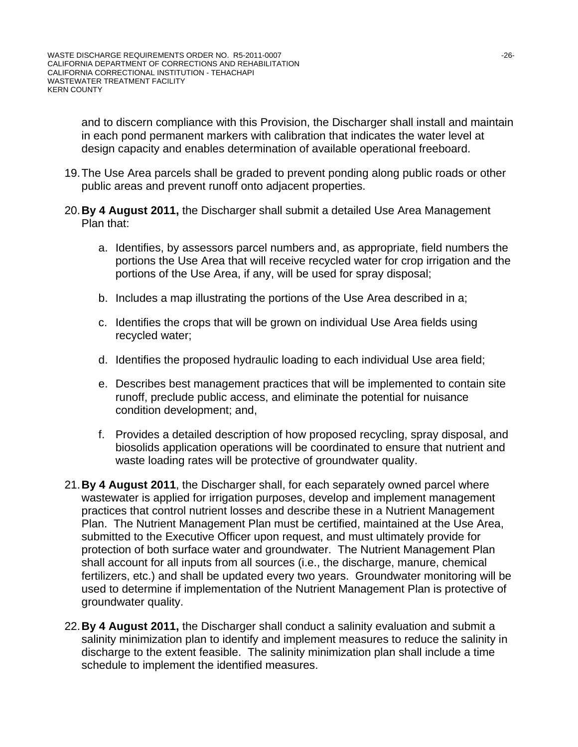and to discern compliance with this Provision, the Discharger shall install and maintain in each pond permanent markers with calibration that indicates the water level at design capacity and enables determination of available operational freeboard.

19. The Use Area parcels shall be graded to prevent ponding along public roads or other public areas and prevent runoff onto adjacent properties.

20. **By 4 August 2011,** the Discharger shall submit a detailed Use Area Management Plan that:

    a. Identifies, by assessors parcel numbers and, as appropriate, field numbers the portions the Use Area that will receive recycled water for crop irrigation and the portions of the Use Area, if any, will be used for spray disposal;

    b. Includes a map illustrating the portions of the Use Area described in a;

    c. Identifies the crops that will be grown on individual Use Area fields using recycled water;

    d. Identifies the proposed hydraulic loading to each individual Use area field;

    e. Describes best management practices that will be implemented to contain site runoff, preclude public access, and eliminate the potential for nuisance condition development; and,

    f. Provides a detailed description of how proposed recycling, spray disposal, and biosolids application operations will be coordinated to ensure that nutrient and waste loading rates will be protective of groundwater quality.

21. **By 4 August 2011**, the Discharger shall, for each separately owned parcel where wastewater is applied for irrigation purposes, develop and implement management practices that control nutrient losses and describe these in a Nutrient Management Plan. The Nutrient Management Plan must be certified, maintained at the Use Area, submitted to the Executive Officer upon request, and must ultimately provide for protection of both surface water and groundwater. The Nutrient Management Plan shall account for all inputs from all sources (i.e., the discharge, manure, chemical fertilizers, etc.) and shall be updated every two years. Groundwater monitoring will be used to determine if implementation of the Nutrient Management Plan is protective of groundwater quality.

22. **By 4 August 2011,** the Discharger shall conduct a salinity evaluation and submit a salinity minimization plan to identify and implement measures to reduce the salinity in discharge to the extent feasible. The salinity minimization plan shall include a time schedule to implement the identified measures.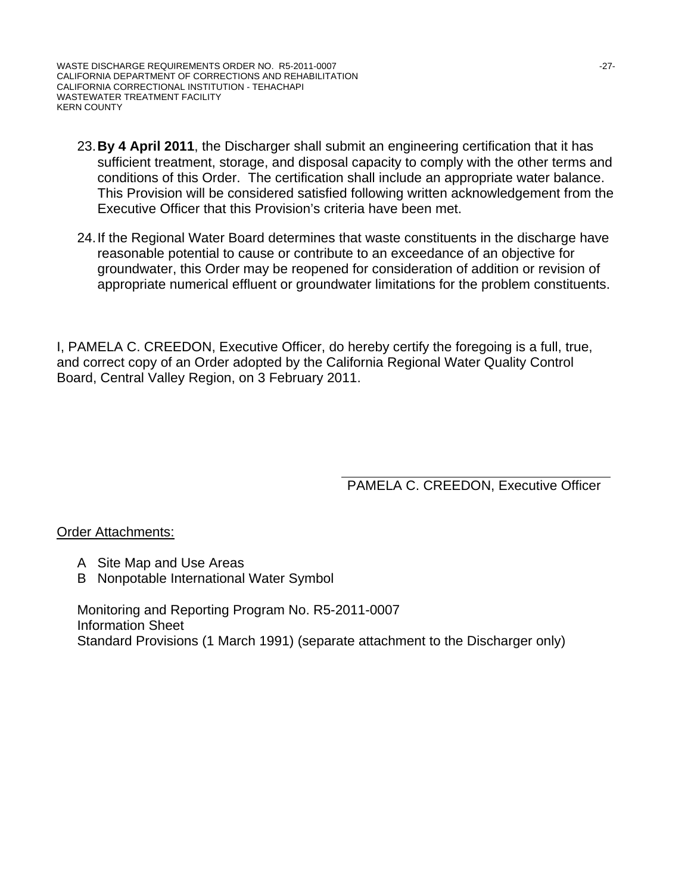23. **By 4 April 2011**, the Discharger shall submit an engineering certification that it has sufficient treatment, storage, and disposal capacity to comply with the other terms and conditions of this Order. The certification shall include an appropriate water balance. This Provision will be considered satisfied following written acknowledgement from the Executive Officer that this Provision's criteria have been met.

24. If the Regional Water Board determines that waste constituents in the discharge have reasonable potential to cause or contribute to an exceedance of an objective for groundwater, this Order may be reopened for consideration of addition or revision of appropriate numerical effluent or groundwater limitations for the problem constituents.

I, PAMELA C. CREEDON, Executive Officer, do hereby certify the foregoing is a full, true, and correct copy of an Order adopted by the California Regional Water Quality Control Board, Central Valley Region, on 3 February 2011.

PAMELA C. CREEDON, Executive Officer

Order Attachments:

A Site Map and Use Areas
B Nonpotable International Water Symbol

Monitoring and Reporting Program No. R5-2011-0007
Information Sheet
Standard Provisions (1 March 1991) (separate attachment to the Discharger only)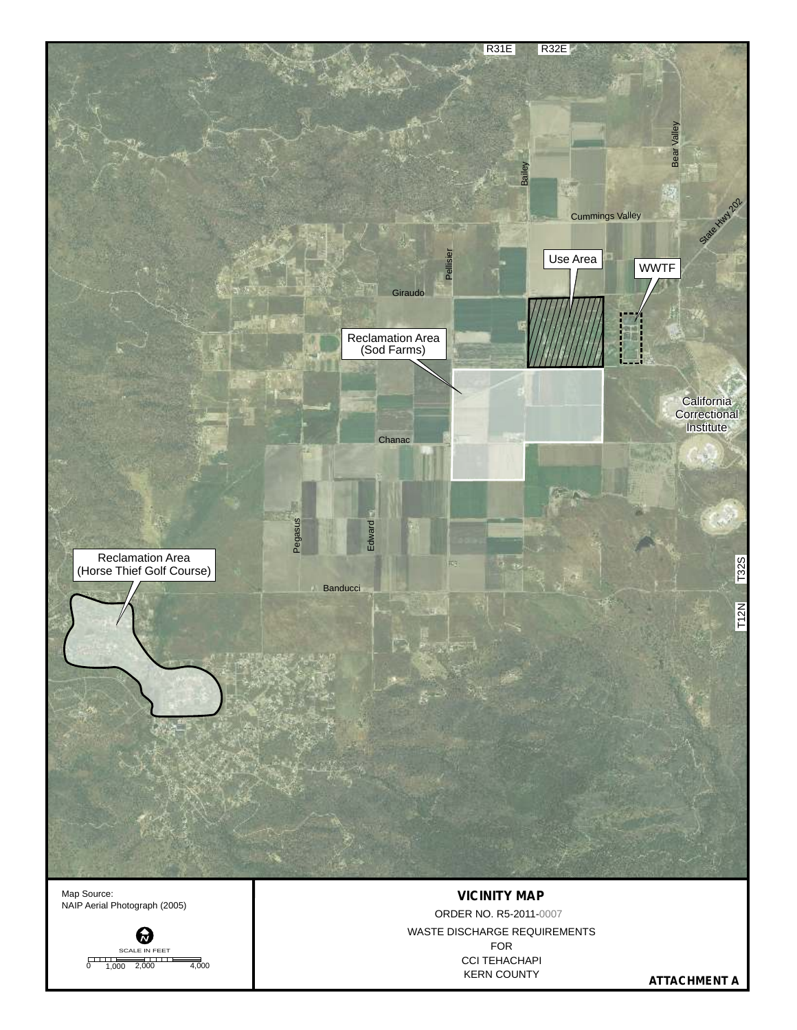R31E R32E

Bear Valley

Bailey

Cummings Valley

State Hwy 202

Pellisier

Use Area

WWTF

Giraudo

Reclamation Area (Sod Farms)

California Correctional Institute

Chanac

Pegasus

Edward

Reclamation Area (Horse Thief Golf Course)

Banducci

T32S

T12N

Map Source:
NAIP Aerial Photograph (2005)

N

SCALE IN FEET

0 1,000 2,000 4,000

**VICINITY MAP**

ORDER NO. R5-2011-0007

WASTE DISCHARGE REQUIREMENTS
FOR
CCI TEHACHAPI
KERN COUNTY

**ATTACHMENT A**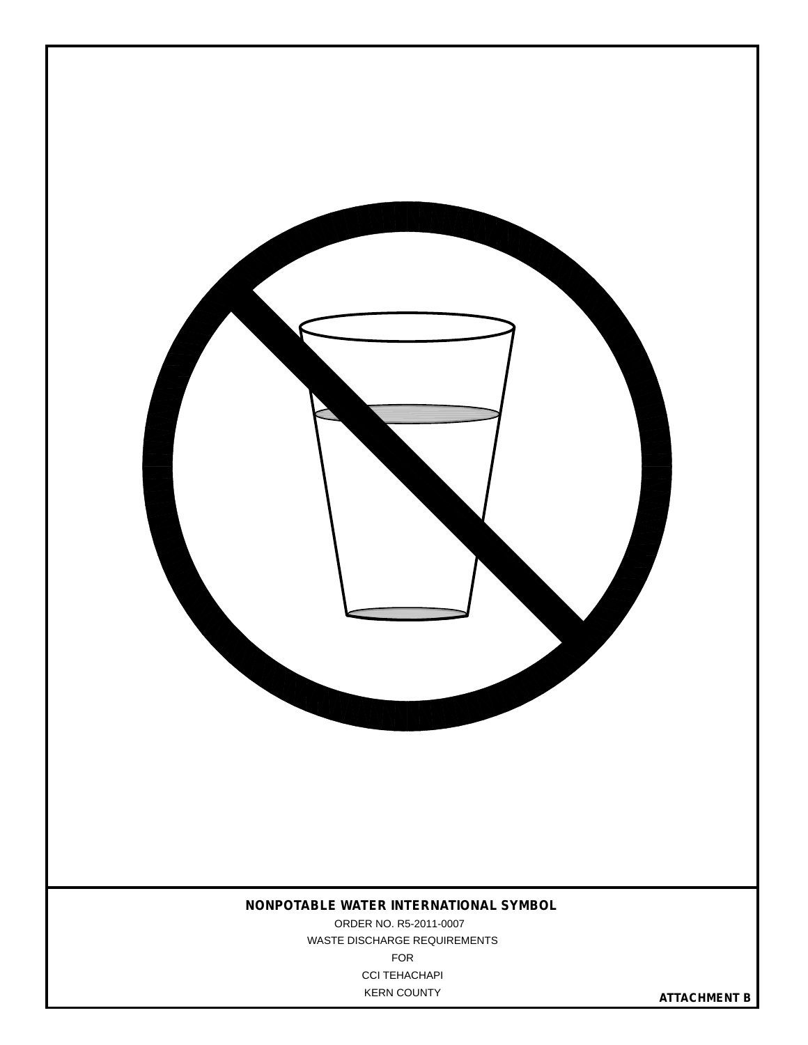**NONPOTABLE WATER INTERNATIONAL SYMBOL**

ORDER NO. R5-2011-0007

WASTE DISCHARGE REQUIREMENTS

FOR

CCI TEHACHAPI

KERN COUNTY

**ATTACHMENT B**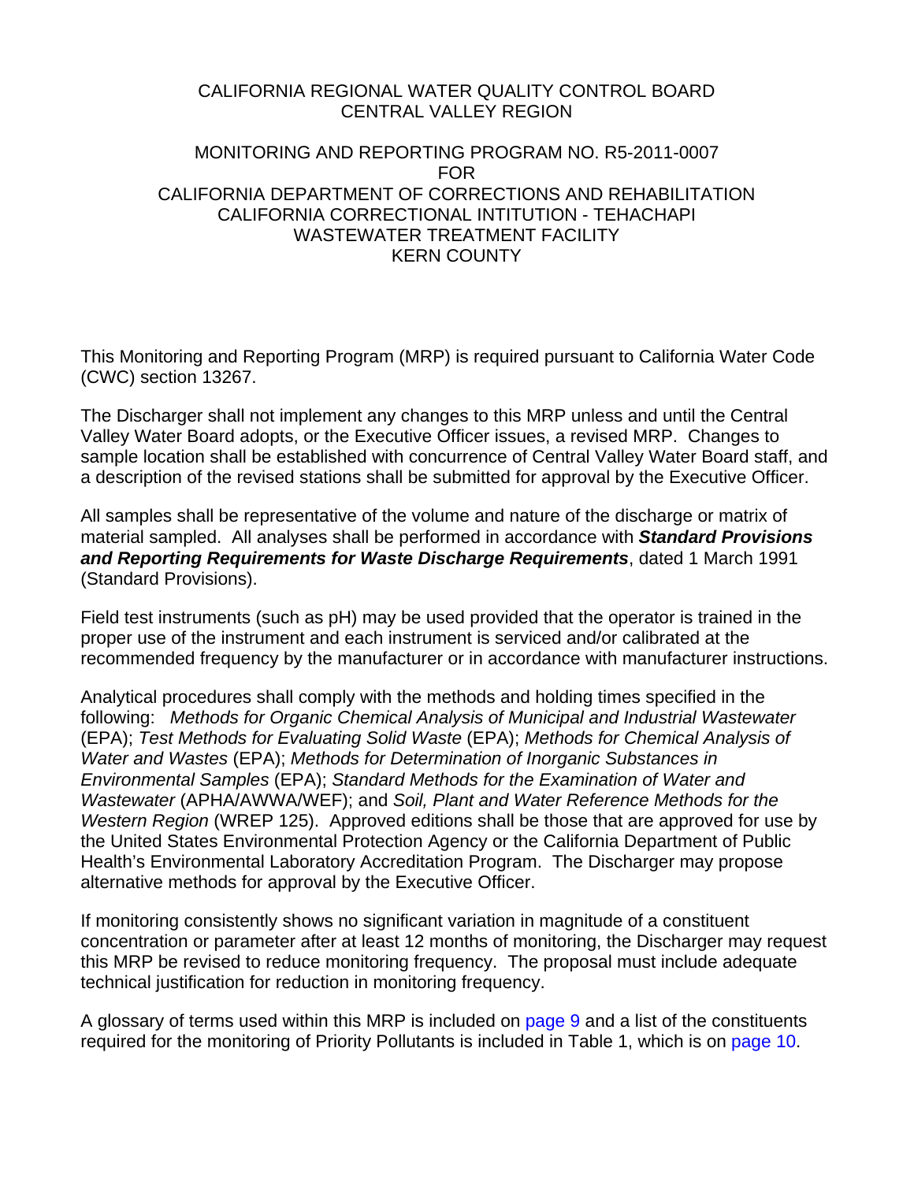CALIFORNIA REGIONAL WATER QUALITY CONTROL BOARD
CENTRAL VALLEY REGION

MONITORING AND REPORTING PROGRAM NO. R5-2011-0007
FOR
CALIFORNIA DEPARTMENT OF CORRECTIONS AND REHABILITATION
CALIFORNIA CORRECTIONAL INTITUTION - TEHACHAPI
WASTEWATER TREATMENT FACILITY
KERN COUNTY

This Monitoring and Reporting Program (MRP) is required pursuant to California Water Code (CWC) section 13267.

The Discharger shall not implement any changes to this MRP unless and until the Central Valley Water Board adopts, or the Executive Officer issues, a revised MRP. Changes to sample location shall be established with concurrence of Central Valley Water Board staff, and a description of the revised stations shall be submitted for approval by the Executive Officer.

All samples shall be representative of the volume and nature of the discharge or matrix of material sampled. All analyses shall be performed in accordance with ***Standard Provisions and Reporting Requirements for Waste Discharge Requirements***, dated 1 March 1991 (Standard Provisions).

Field test instruments (such as pH) may be used provided that the operator is trained in the proper use of the instrument and each instrument is serviced and/or calibrated at the recommended frequency by the manufacturer or in accordance with manufacturer instructions.

Analytical procedures shall comply with the methods and holding times specified in the following: *Methods for Organic Chemical Analysis of Municipal and Industrial Wastewater* (EPA); *Test Methods for Evaluating Solid Waste* (EPA); *Methods for Chemical Analysis of Water and Wastes* (EPA); *Methods for Determination of Inorganic Substances in Environmental Samples* (EPA); *Standard Methods for the Examination of Water and Wastewater* (APHA/AWWA/WEF); and *Soil, Plant and Water Reference Methods for the Western Region* (WREP 125). Approved editions shall be those that are approved for use by the United States Environmental Protection Agency or the California Department of Public Health's Environmental Laboratory Accreditation Program. The Discharger may propose alternative methods for approval by the Executive Officer.

If monitoring consistently shows no significant variation in magnitude of a constituent concentration or parameter after at least 12 months of monitoring, the Discharger may request this MRP be revised to reduce monitoring frequency. The proposal must include adequate technical justification for reduction in monitoring frequency.

A glossary of terms used within this MRP is included on page 9 and a list of the constituents required for the monitoring of Priority Pollutants is included in Table 1, which is on page 10.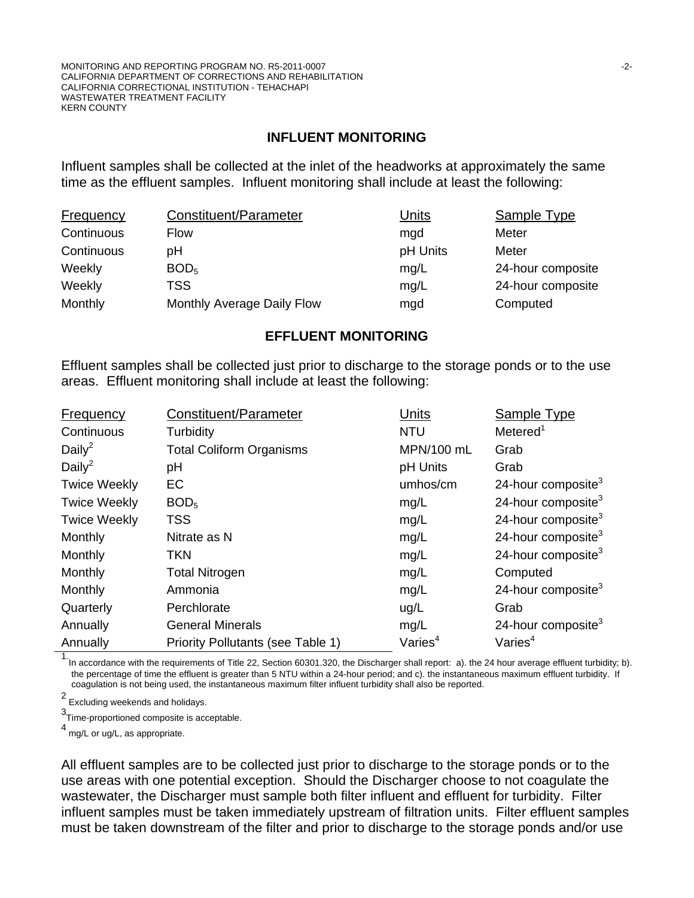## INFLUENT MONITORING

Influent samples shall be collected at the inlet of the headworks at approximately the same time as the effluent samples. Influent monitoring shall include at least the following:

| Frequency | Constituent/Parameter | Units | Sample Type |
|---|---|---|---|
| Continuous | Flow | mgd | Meter |
| Continuous | pH | pH Units | Meter |
| Weekly | $BOD_5$ | mg/L | 24-hour composite |
| Weekly | TSS | mg/L | 24-hour composite |
| Monthly | Monthly Average Daily Flow | mgd | Computed |

## EFFLUENT MONITORING

Effluent samples shall be collected just prior to discharge to the storage ponds or to the use areas. Effluent monitoring shall include at least the following:

| Frequency | Constituent/Parameter | Units | Sample Type |
|---|---|---|---|
| Continuous | Turbidity | NTU | Metered[1] |
| Daily[2] | Total Coliform Organisms | MPN/100 mL | Grab |
| Daily[2] | pH | pH Units | Grab |
| Twice Weekly | EC | umhos/cm | 24-hour composite[3] |
| Twice Weekly | $BOD_5$ | mg/L | 24-hour composite[3] |
| Twice Weekly | TSS | mg/L | 24-hour composite[3] |
| Monthly | Nitrate as N | mg/L | 24-hour composite[3] |
| Monthly | TKN | mg/L | 24-hour composite[3] |
| Monthly | Total Nitrogen | mg/L | Computed |
| Monthly | Ammonia | mg/L | 24-hour composite[3] |
| Quarterly | Perchlorate | ug/L | Grab |
| Annually | General Minerals | mg/L | 24-hour composite[3] |
| Annually | Priority Pollutants (see Table 1) | Varies[4] | Varies[4] |

[1] In accordance with the requirements of Title 22, Section 60301.320, the Discharger shall report: a). the 24 hour average effluent turbidity; b). the percentage of time the effluent is greater than 5 NTU within a 24-hour period; and c). the instantaneous maximum effluent turbidity. If coagulation is not being used, the instantaneous maximum filter influent turbidity shall also be reported.

[2] Excluding weekends and holidays.

[3] Time-proportioned composite is acceptable.

[4] mg/L or ug/L, as appropriate.

All effluent samples are to be collected just prior to discharge to the storage ponds or to the use areas with one potential exception. Should the Discharger choose to not coagulate the wastewater, the Discharger must sample both filter influent and effluent for turbidity. Filter influent samples must be taken immediately upstream of filtration units. Filter effluent samples must be taken downstream of the filter and prior to discharge to the storage ponds and/or use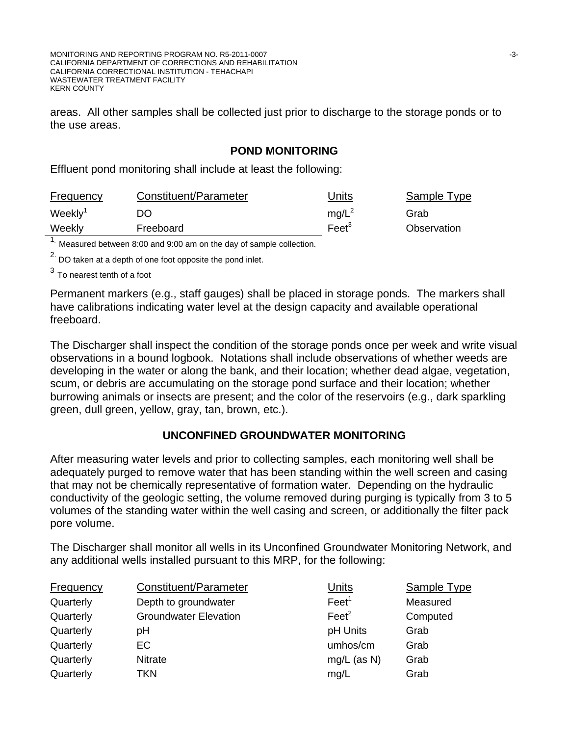areas. All other samples shall be collected just prior to discharge to the storage ponds or to the use areas.

## POND MONITORING

Effluent pond monitoring shall include at least the following:

| Frequency | Constituent/Parameter | Units | Sample Type |
|---|---|---|---|
| Weekly[1] | DO | mg/L[2] | Grab |
| Weekly | Freeboard | Feet[3] | Observation |

[1] Measured between 8:00 and 9:00 am on the day of sample collection.

[2] DO taken at a depth of one foot opposite the pond inlet.

[3] To nearest tenth of a foot

Permanent markers (e.g., staff gauges) shall be placed in storage ponds. The markers shall have calibrations indicating water level at the design capacity and available operational freeboard.

The Discharger shall inspect the condition of the storage ponds once per week and write visual observations in a bound logbook. Notations shall include observations of whether weeds are developing in the water or along the bank, and their location; whether dead algae, vegetation, scum, or debris are accumulating on the storage pond surface and their location; whether burrowing animals or insects are present; and the color of the reservoirs (e.g., dark sparkling green, dull green, yellow, gray, tan, brown, etc.).

## UNCONFINED GROUNDWATER MONITORING

After measuring water levels and prior to collecting samples, each monitoring well shall be adequately purged to remove water that has been standing within the well screen and casing that may not be chemically representative of formation water. Depending on the hydraulic conductivity of the geologic setting, the volume removed during purging is typically from 3 to 5 volumes of the standing water within the well casing and screen, or additionally the filter pack pore volume.

The Discharger shall monitor all wells in its Unconfined Groundwater Monitoring Network, and any additional wells installed pursuant to this MRP, for the following:

| Frequency | Constituent/Parameter | Units | Sample Type |
|---|---|---|---|
| Quarterly | Depth to groundwater | Feet[1] | Measured |
| Quarterly | Groundwater Elevation | Feet[2] | Computed |
| Quarterly | pH | pH Units | Grab |
| Quarterly | EC | umhos/cm | Grab |
| Quarterly | Nitrate | mg/L (as N) | Grab |
| Quarterly | TKN | mg/L | Grab |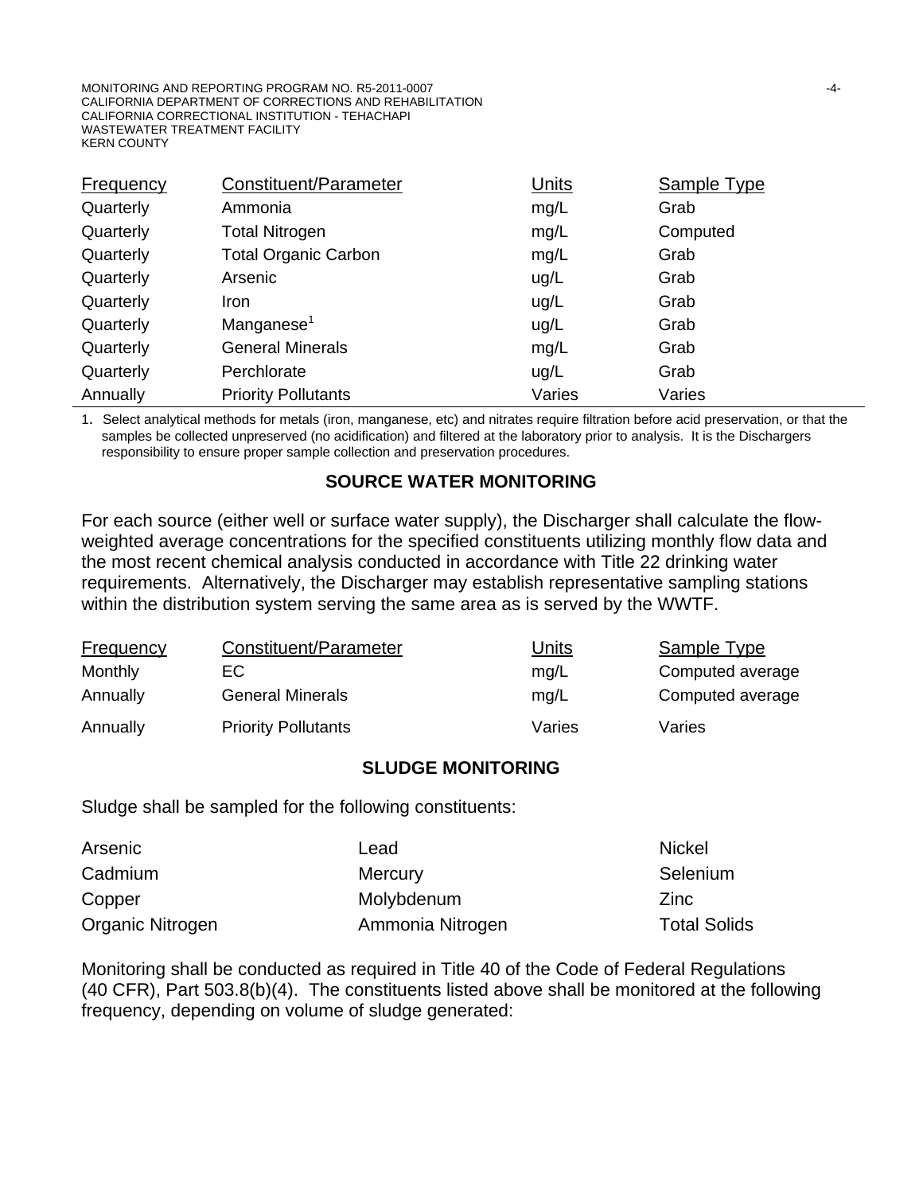| Frequency | Constituent/Parameter | Units | Sample Type |
|---|---|---|---|
| Quarterly | Ammonia | mg/L | Grab |
| Quarterly | Total Nitrogen | mg/L | Computed |
| Quarterly | Total Organic Carbon | mg/L | Grab |
| Quarterly | Arsenic | ug/L | Grab |
| Quarterly | Iron | ug/L | Grab |
| Quarterly | Manganese[1] | ug/L | Grab |
| Quarterly | General Minerals | mg/L | Grab |
| Quarterly | Perchlorate | ug/L | Grab |
| Annually | Priority Pollutants | Varies | Varies |

1. Select analytical methods for metals (iron, manganese, etc) and nitrates require filtration before acid preservation, or that the samples be collected unpreserved (no acidification) and filtered at the laboratory prior to analysis. It is the Dischargers responsibility to ensure proper sample collection and preservation procedures.

## SOURCE WATER MONITORING

For each source (either well or surface water supply), the Discharger shall calculate the flow-weighted average concentrations for the specified constituents utilizing monthly flow data and the most recent chemical analysis conducted in accordance with Title 22 drinking water requirements. Alternatively, the Discharger may establish representative sampling stations within the distribution system serving the same area as is served by the WWTF.

| Frequency | Constituent/Parameter | Units | Sample Type |
|---|---|---|---|
| Monthly | EC | mg/L | Computed average |
| Annually | General Minerals | mg/L | Computed average |
| Annually | Priority Pollutants | Varies | Varies |

## SLUDGE MONITORING

Sludge shall be sampled for the following constituents:

| | | |
|---|---|---|
| Arsenic | Lead | Nickel |
| Cadmium | Mercury | Selenium |
| Copper | Molybdenum | Zinc |
| Organic Nitrogen | Ammonia Nitrogen | Total Solids |

Monitoring shall be conducted as required in Title 40 of the Code of Federal Regulations (40 CFR), Part 503.8(b)(4). The constituents listed above shall be monitored at the following frequency, depending on volume of sludge generated: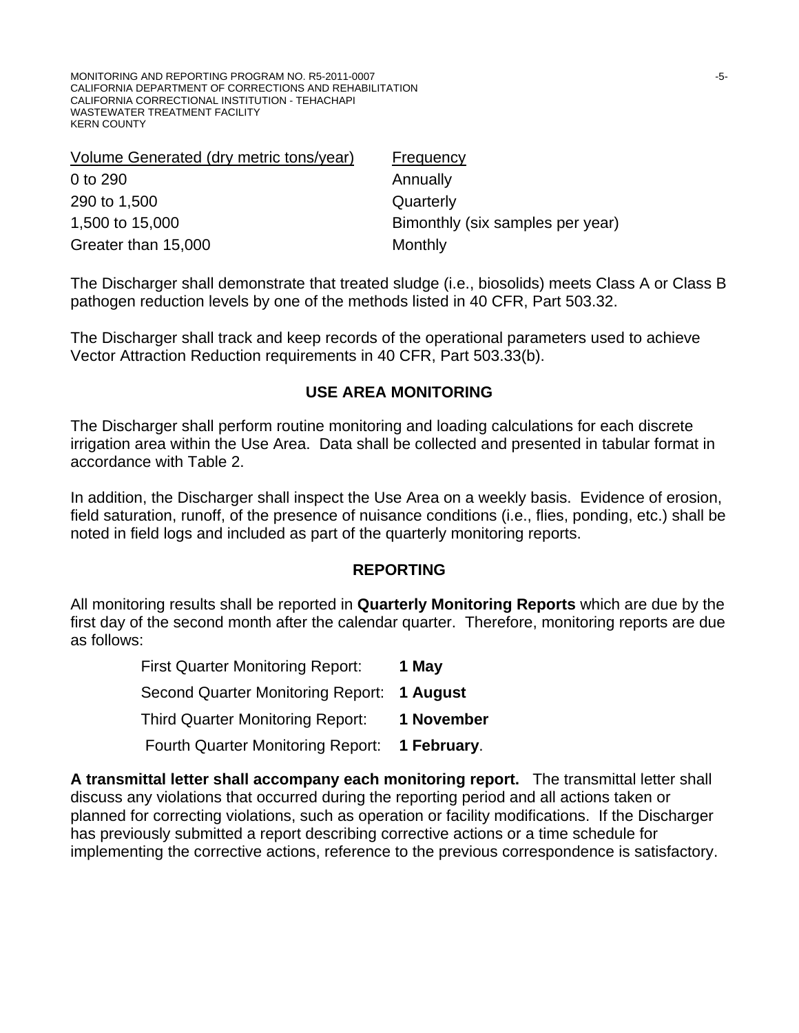| Volume Generated (dry metric tons/year) | Frequency |
| --- | --- |
| 0 to 290 | Annually |
| 290 to 1,500 | Quarterly |
| 1,500 to 15,000 | Bimonthly (six samples per year) |
| Greater than 15,000 | Monthly |

The Discharger shall demonstrate that treated sludge (i.e., biosolids) meets Class A or Class B pathogen reduction levels by one of the methods listed in 40 CFR, Part 503.32.

The Discharger shall track and keep records of the operational parameters used to achieve Vector Attraction Reduction requirements in 40 CFR, Part 503.33(b).

## USE AREA MONITORING

The Discharger shall perform routine monitoring and loading calculations for each discrete irrigation area within the Use Area. Data shall be collected and presented in tabular format in accordance with Table 2.

In addition, the Discharger shall inspect the Use Area on a weekly basis. Evidence of erosion, field saturation, runoff, of the presence of nuisance conditions (i.e., flies, ponding, etc.) shall be noted in field logs and included as part of the quarterly monitoring reports.

## REPORTING

All monitoring results shall be reported in **Quarterly Monitoring Reports** which are due by the first day of the second month after the calendar quarter. Therefore, monitoring reports are due as follows:

First Quarter Monitoring Report: **1 May**

Second Quarter Monitoring Report: **1 August**

Third Quarter Monitoring Report: **1 November**

Fourth Quarter Monitoring Report: **1 February**.

**A transmittal letter shall accompany each monitoring report.** The transmittal letter shall discuss any violations that occurred during the reporting period and all actions taken or planned for correcting violations, such as operation or facility modifications. If the Discharger has previously submitted a report describing corrective actions or a time schedule for implementing the corrective actions, reference to the previous correspondence is satisfactory.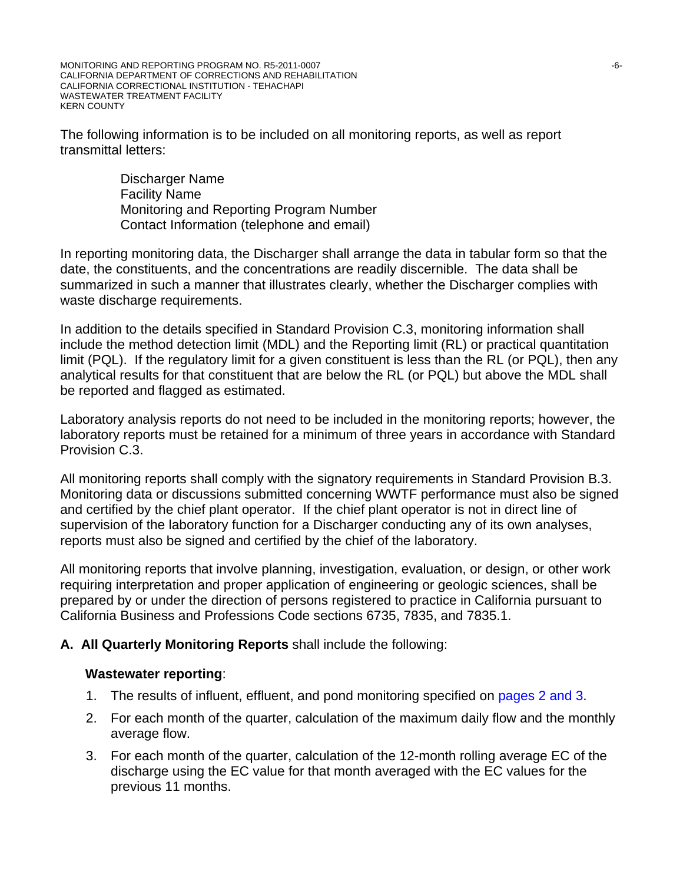The following information is to be included on all monitoring reports, as well as report transmittal letters:

Discharger Name
Facility Name
Monitoring and Reporting Program Number
Contact Information (telephone and email)

In reporting monitoring data, the Discharger shall arrange the data in tabular form so that the date, the constituents, and the concentrations are readily discernible. The data shall be summarized in such a manner that illustrates clearly, whether the Discharger complies with waste discharge requirements.

In addition to the details specified in Standard Provision C.3, monitoring information shall include the method detection limit (MDL) and the Reporting limit (RL) or practical quantitation limit (PQL). If the regulatory limit for a given constituent is less than the RL (or PQL), then any analytical results for that constituent that are below the RL (or PQL) but above the MDL shall be reported and flagged as estimated.

Laboratory analysis reports do not need to be included in the monitoring reports; however, the laboratory reports must be retained for a minimum of three years in accordance with Standard Provision C.3.

All monitoring reports shall comply with the signatory requirements in Standard Provision B.3. Monitoring data or discussions submitted concerning WWTF performance must also be signed and certified by the chief plant operator. If the chief plant operator is not in direct line of supervision of the laboratory function for a Discharger conducting any of its own analyses, reports must also be signed and certified by the chief of the laboratory.

All monitoring reports that involve planning, investigation, evaluation, or design, or other work requiring interpretation and proper application of engineering or geologic sciences, shall be prepared by or under the direction of persons registered to practice in California pursuant to California Business and Professions Code sections 6735, 7835, and 7835.1.

**A. All Quarterly Monitoring Reports** shall include the following:

**Wastewater reporting**:

1. The results of influent, effluent, and pond monitoring specified on pages 2 and 3.
2. For each month of the quarter, calculation of the maximum daily flow and the monthly average flow.
3. For each month of the quarter, calculation of the 12-month rolling average EC of the discharge using the EC value for that month averaged with the EC values for the previous 11 months.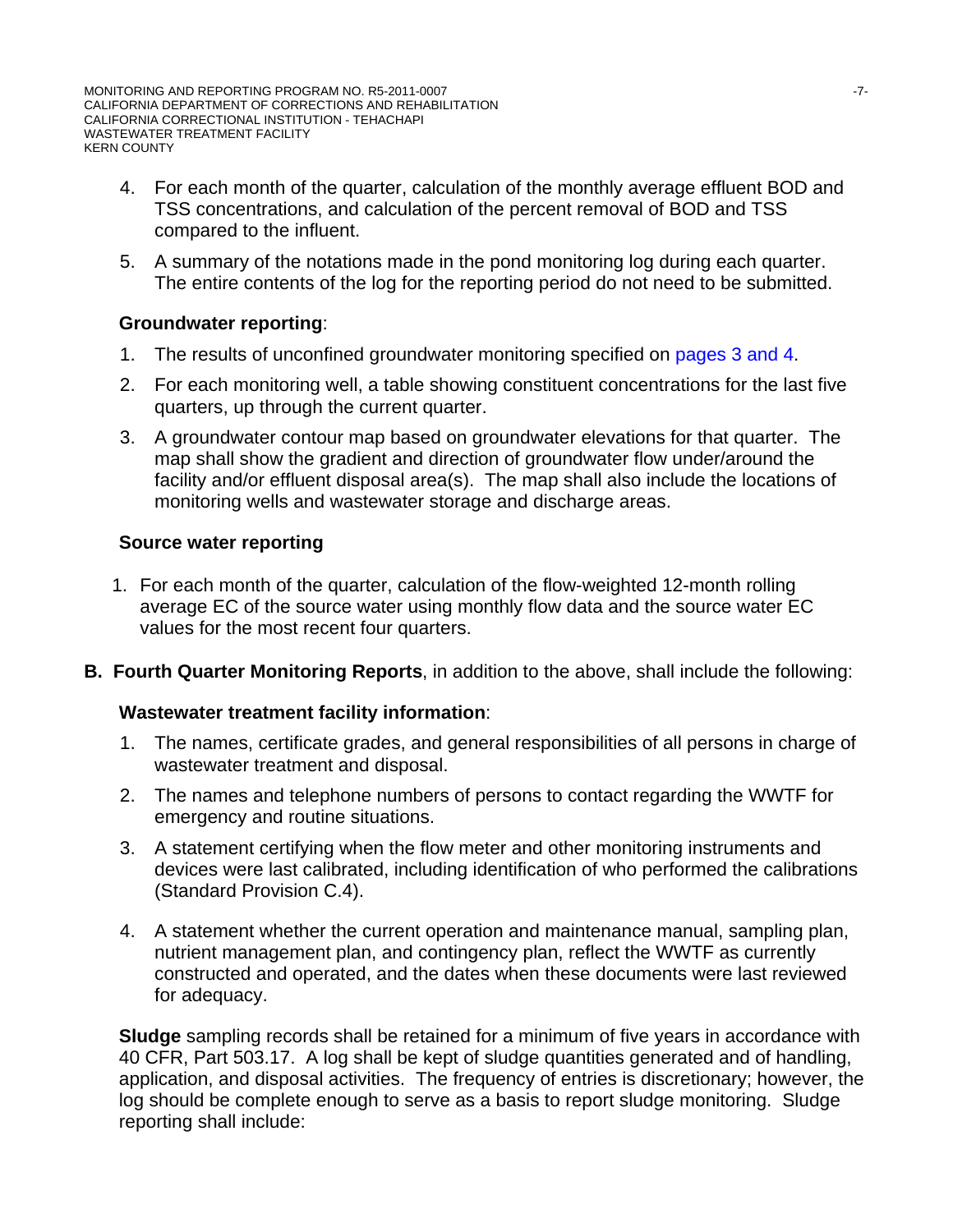4. For each month of the quarter, calculation of the monthly average effluent BOD and TSS concentrations, and calculation of the percent removal of BOD and TSS compared to the influent.

5. A summary of the notations made in the pond monitoring log during each quarter. The entire contents of the log for the reporting period do not need to be submitted.

**Groundwater reporting**:

1. The results of unconfined groundwater monitoring specified on pages 3 and 4.
2. For each monitoring well, a table showing constituent concentrations for the last five quarters, up through the current quarter.
3. A groundwater contour map based on groundwater elevations for that quarter. The map shall show the gradient and direction of groundwater flow under/around the facility and/or effluent disposal area(s). The map shall also include the locations of monitoring wells and wastewater storage and discharge areas.

**Source water reporting**

1. For each month of the quarter, calculation of the flow-weighted 12-month rolling average EC of the source water using monthly flow data and the source water EC values for the most recent four quarters.

**B. Fourth Quarter Monitoring Reports**, in addition to the above, shall include the following:

**Wastewater treatment facility information**:

1. The names, certificate grades, and general responsibilities of all persons in charge of wastewater treatment and disposal.
2. The names and telephone numbers of persons to contact regarding the WWTF for emergency and routine situations.
3. A statement certifying when the flow meter and other monitoring instruments and devices were last calibrated, including identification of who performed the calibrations (Standard Provision C.4).
4. A statement whether the current operation and maintenance manual, sampling plan, nutrient management plan, and contingency plan, reflect the WWTF as currently constructed and operated, and the dates when these documents were last reviewed for adequacy.

**Sludge** sampling records shall be retained for a minimum of five years in accordance with 40 CFR, Part 503.17. A log shall be kept of sludge quantities generated and of handling, application, and disposal activities. The frequency of entries is discretionary; however, the log should be complete enough to serve as a basis to report sludge monitoring. Sludge reporting shall include: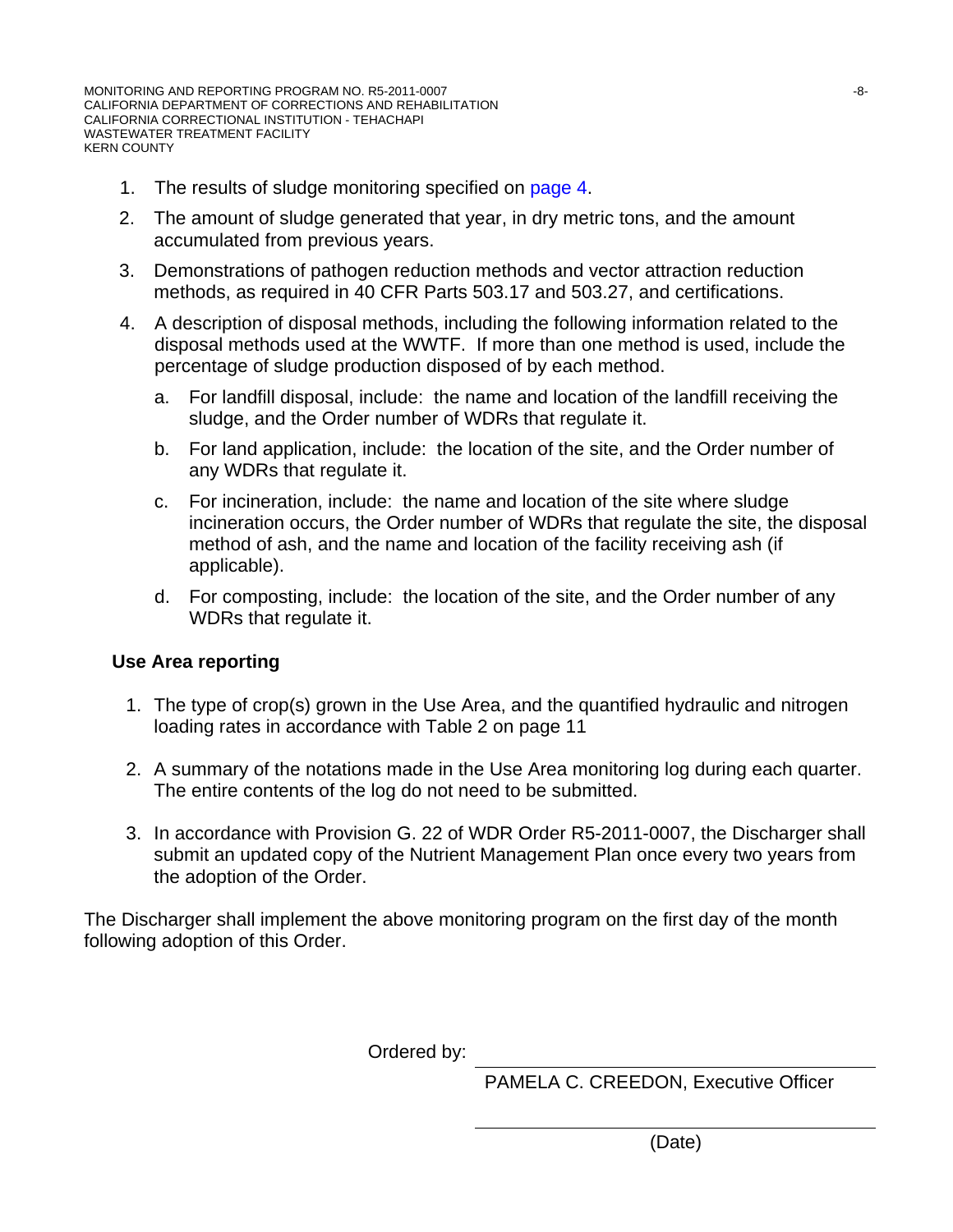1. The results of sludge monitoring specified on page 4.
2. The amount of sludge generated that year, in dry metric tons, and the amount accumulated from previous years.
3. Demonstrations of pathogen reduction methods and vector attraction reduction methods, as required in 40 CFR Parts 503.17 and 503.27, and certifications.
4. A description of disposal methods, including the following information related to the disposal methods used at the WWTF. If more than one method is used, include the percentage of sludge production disposed of by each method.
   a. For landfill disposal, include: the name and location of the landfill receiving the sludge, and the Order number of WDRs that regulate it.
   b. For land application, include: the location of the site, and the Order number of any WDRs that regulate it.
   c. For incineration, include: the name and location of the site where sludge incineration occurs, the Order number of WDRs that regulate the site, the disposal method of ash, and the name and location of the facility receiving ash (if applicable).
   d. For composting, include: the location of the site, and the Order number of any WDRs that regulate it.

**Use Area reporting**

1. The type of crop(s) grown in the Use Area, and the quantified hydraulic and nitrogen loading rates in accordance with Table 2 on page 11
2. A summary of the notations made in the Use Area monitoring log during each quarter. The entire contents of the log do not need to be submitted.
3. In accordance with Provision G. 22 of WDR Order R5-2011-0007, the Discharger shall submit an updated copy of the Nutrient Management Plan once every two years from the adoption of the Order.

The Discharger shall implement the above monitoring program on the first day of the month following adoption of this Order.

Ordered by: ______________________________

PAMELA C. CREEDON, Executive Officer

______________________________

(Date)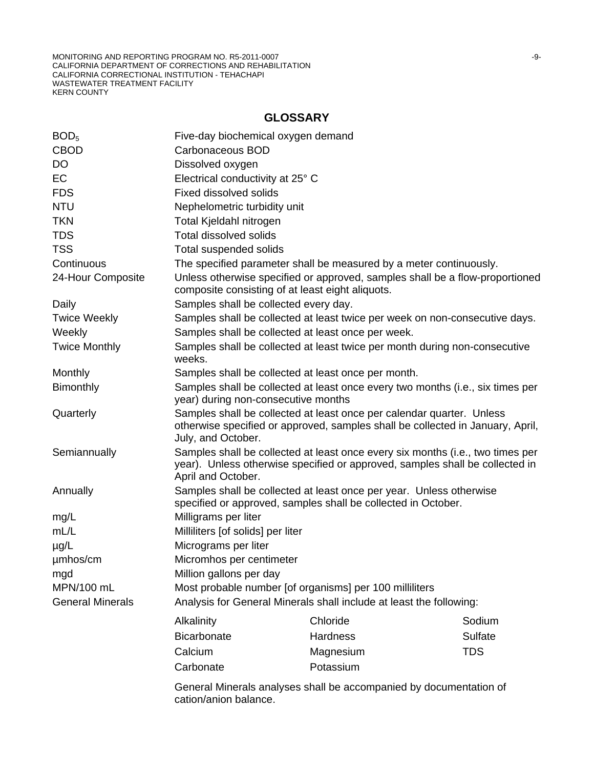## GLOSSARY

| | |
|---|---|
| $BOD_5$ | Five-day biochemical oxygen demand |
| CBOD | Carbonaceous BOD |
| DO | Dissolved oxygen |
| EC | Electrical conductivity at 25° C |
| FDS | Fixed dissolved solids |
| NTU | Nephelometric turbidity unit |
| TKN | Total Kjeldahl nitrogen |
| TDS | Total dissolved solids |
| TSS | Total suspended solids |
| Continuous | The specified parameter shall be measured by a meter continuously. |
| 24-Hour Composite | Unless otherwise specified or approved, samples shall be a flow-proportioned composite consisting of at least eight aliquots. |
| Daily | Samples shall be collected every day. |
| Twice Weekly | Samples shall be collected at least twice per week on non-consecutive days. |
| Weekly | Samples shall be collected at least once per week. |
| Twice Monthly | Samples shall be collected at least twice per month during non-consecutive weeks. |
| Monthly | Samples shall be collected at least once per month. |
| Bimonthly | Samples shall be collected at least once every two months (i.e., six times per year) during non-consecutive months |
| Quarterly | Samples shall be collected at least once per calendar quarter. Unless otherwise specified or approved, samples shall be collected in January, April, July, and October. |
| Semiannually | Samples shall be collected at least once every six months (i.e., two times per year). Unless otherwise specified or approved, samples shall be collected in April and October. |
| Annually | Samples shall be collected at least once per year. Unless otherwise specified or approved, samples shall be collected in October. |
| mg/L | Milligrams per liter |
| mL/L | Milliliters [of solids] per liter |
| µg/L | Micrograms per liter |
| µmhos/cm | Micromhos per centimeter |
| mgd | Million gallons per day |
| MPN/100 mL | Most probable number [of organisms] per 100 milliliters |
| General Minerals | Analysis for General Minerals shall include at least the following: |

| | | |
|---|---|---|
| Alkalinity | Chloride | Sodium |
| Bicarbonate | Hardness | Sulfate |
| Calcium | Magnesium | TDS |
| Carbonate | Potassium | |

General Minerals analyses shall be accompanied by documentation of cation/anion balance.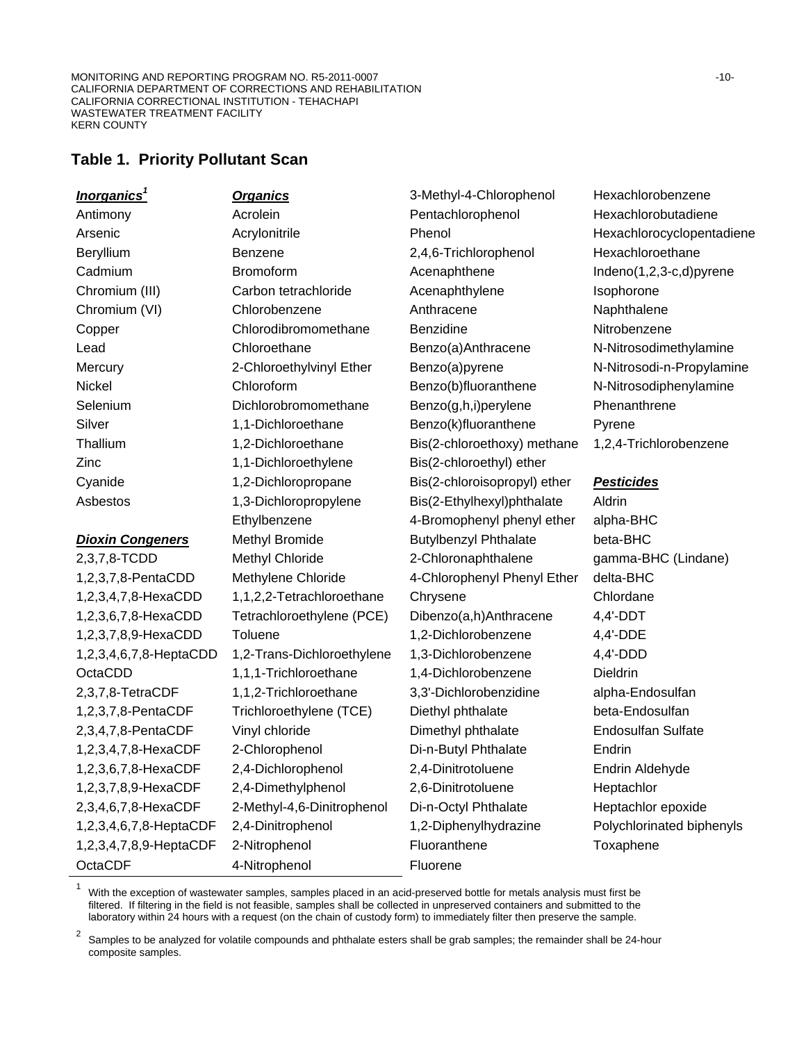## Table 1. Priority Pollutant Scan

***Inorganics***[1]

Antimony
Arsenic
Beryllium
Cadmium
Chromium (III)
Chromium (VI)
Copper
Lead
Mercury
Nickel
Selenium
Silver
Thallium
Zinc
Cyanide
Asbestos

***Dioxin Congeners***

2,3,7,8-TCDD
1,2,3,7,8-PentaCDD
1,2,3,4,7,8-HexaCDD
1,2,3,6,7,8-HexaCDD
1,2,3,7,8,9-HexaCDD
1,2,3,4,6,7,8-HeptaCDD
OctaCDD
2,3,7,8-TetraCDF
1,2,3,7,8-PentaCDF
2,3,4,7,8-PentaCDF
1,2,3,4,7,8-HexaCDF
1,2,3,6,7,8-HexaCDF
1,2,3,7,8,9-HexaCDF
2,3,4,6,7,8-HexaCDF
1,2,3,4,6,7,8-HeptaCDF
1,2,3,4,7,8,9-HeptaCDF
OctaCDF

***Organics***

Acrolein
Acrylonitrile
Benzene
Bromoform
Carbon tetrachloride
Chlorobenzene
Chlorodibromomethane
Chloroethane
2-Chloroethylvinyl Ether
Chloroform
Dichlorobromomethane
1,1-Dichloroethane
1,2-Dichloroethane
1,1-Dichloroethylene
1,2-Dichloropropane
1,3-Dichloropropylene
Ethylbenzene
Methyl Bromide
Methyl Chloride
Methylene Chloride
1,1,2,2-Tetrachloroethane
Tetrachloroethylene (PCE)
Toluene
1,2-Trans-Dichloroethylene
1,1,1-Trichloroethane
1,1,2-Trichloroethane
Trichloroethylene (TCE)
Vinyl chloride
2-Chlorophenol
2,4-Dichlorophenol
2,4-Dimethylphenol
2-Methyl-4,6-Dinitrophenol
2,4-Dinitrophenol
2-Nitrophenol
4-Nitrophenol
3-Methyl-4-Chlorophenol
Pentachlorophenol
Phenol
2,4,6-Trichlorophenol
Acenaphthene
Acenaphthylene
Anthracene
Benzidine
Benzo(a)Anthracene
Benzo(a)pyrene
Benzo(b)fluoranthene
Benzo(g,h,i)perylene
Benzo(k)fluoranthene
Bis(2-chloroethoxy) methane
Bis(2-chloroethyl) ether
Bis(2-chloroisopropyl) ether
Bis(2-Ethylhexyl)phthalate
4-Bromophenyl phenyl ether
Butylbenzyl Phthalate
2-Chloronaphthalene
4-Chlorophenyl Phenyl Ether
Chrysene
Dibenzo(a,h)Anthracene
1,2-Dichlorobenzene
1,3-Dichlorobenzene
1,4-Dichlorobenzene
3,3'-Dichlorobenzidine
Diethyl phthalate
Dimethyl phthalate
Di-n-Butyl Phthalate
2,4-Dinitrotoluene
2,6-Dinitrotoluene
Di-n-Octyl Phthalate
1,2-Diphenylhydrazine
Fluoranthene
Fluorene
Hexachlorobenzene
Hexachlorobutadiene
Hexachlorocyclopentadiene
Hexachloroethane
Indeno(1,2,3-c,d)pyrene
Isophorone
Naphthalene
Nitrobenzene
N-Nitrosodimethylamine
N-Nitrosodi-n-Propylamine
N-Nitrosodiphenylamine
Phenanthrene
Pyrene
1,2,4-Trichlorobenzene

***Pesticides***

Aldrin
alpha-BHC
beta-BHC
gamma-BHC (Lindane)
delta-BHC
Chlordane
4,4'-DDT
4,4'-DDE
4,4'-DDD
Dieldrin
alpha-Endosulfan
beta-Endosulfan
Endosulfan Sulfate
Endrin
Endrin Aldehyde
Heptachlor
Heptachlor epoxide
Polychlorinated biphenyls
Toxaphene

---

[1] With the exception of wastewater samples, samples placed in an acid-preserved bottle for metals analysis must first be filtered. If filtering in the field is not feasible, samples shall be collected in unpreserved containers and submitted to the laboratory within 24 hours with a request (on the chain of custody form) to immediately filter then preserve the sample.

[2] Samples to be analyzed for volatile compounds and phthalate esters shall be grab samples; the remainder shall be 24-hour composite samples.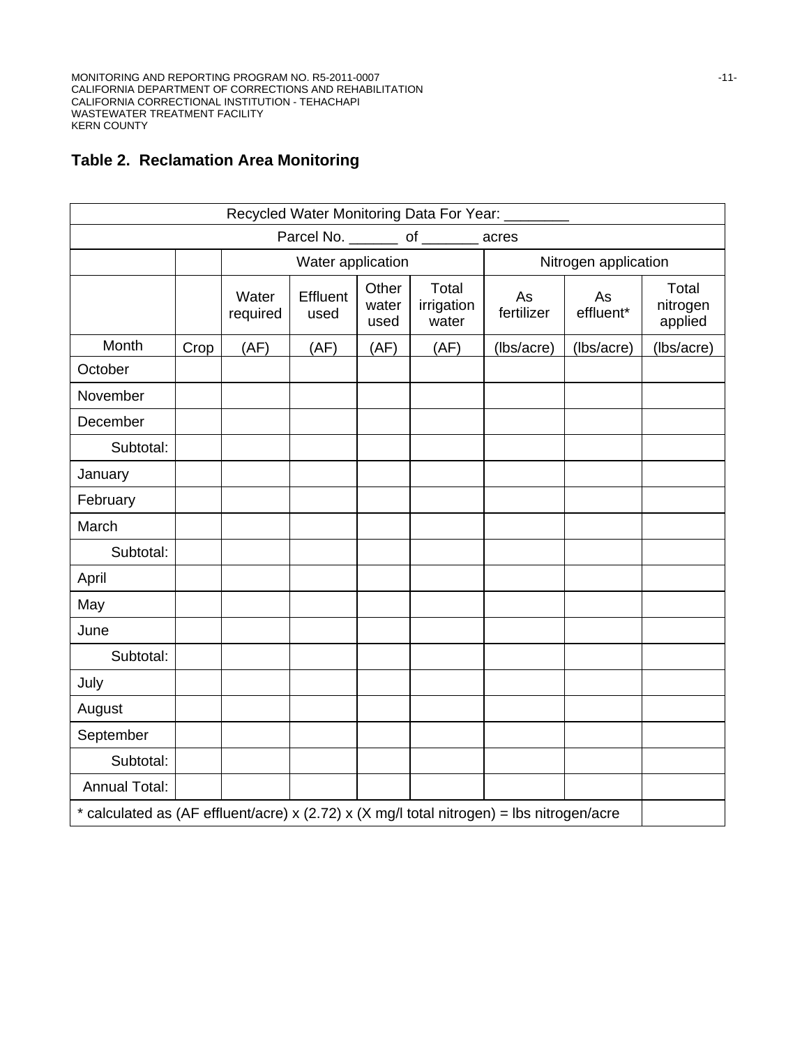## Table 2. Reclamation Area Monitoring

| Recycled Water Monitoring Data For Year: ________ | | | | | | | | |
|---|---|---|---|---|---|---|---|---|
| Parcel No. ______ of _______ acres | | | | | | | | |
| | | Water application | | | | Nitrogen application | | |
| | | Water required | Effluent used | Other water used | Total irrigation water | As fertilizer | As effluent* | Total nitrogen applied |
| Month | Crop | (AF) | (AF) | (AF) | (AF) | (lbs/acre) | (lbs/acre) | (lbs/acre) |
| October | | | | | | | | |
| November | | | | | | | | |
| December | | | | | | | | |
| Subtotal: | | | | | | | | |
| January | | | | | | | | |
| February | | | | | | | | |
| March | | | | | | | | |
| Subtotal: | | | | | | | | |
| April | | | | | | | | |
| May | | | | | | | | |
| June | | | | | | | | |
| Subtotal: | | | | | | | | |
| July | | | | | | | | |
| August | | | | | | | | |
| September | | | | | | | | |
| Subtotal: | | | | | | | | |
| Annual Total: | | | | | | | | |
| * calculated as (AF effluent/acre) x (2.72) x (X mg/l total nitrogen) = lbs nitrogen/acre | | | | | | | | |